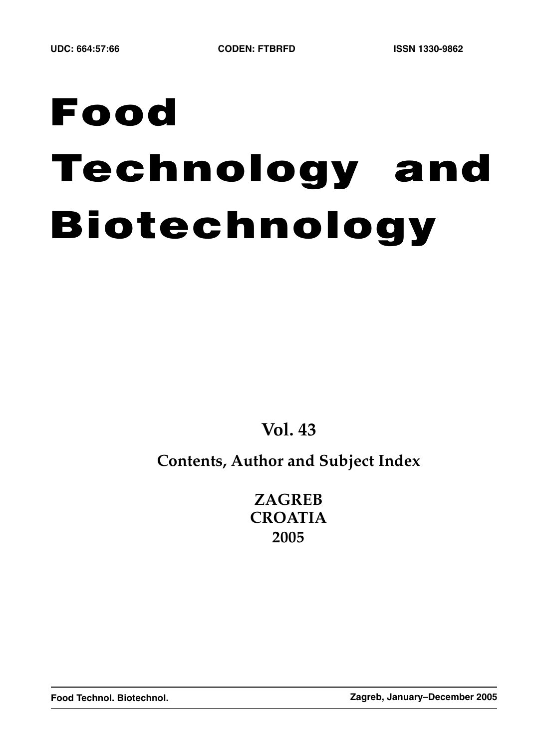UDC: 664:57:66 CODEN: FTBRFD ISSN 1330-9862

# Food Technology and Biotechnology

**Vol. 43**

**Contents, Author and Subject Index**

**ZAGREB**
**CROATIA**
**2005**

**Food Technol. Biotechnol.** **Zagreb, January–December 2005**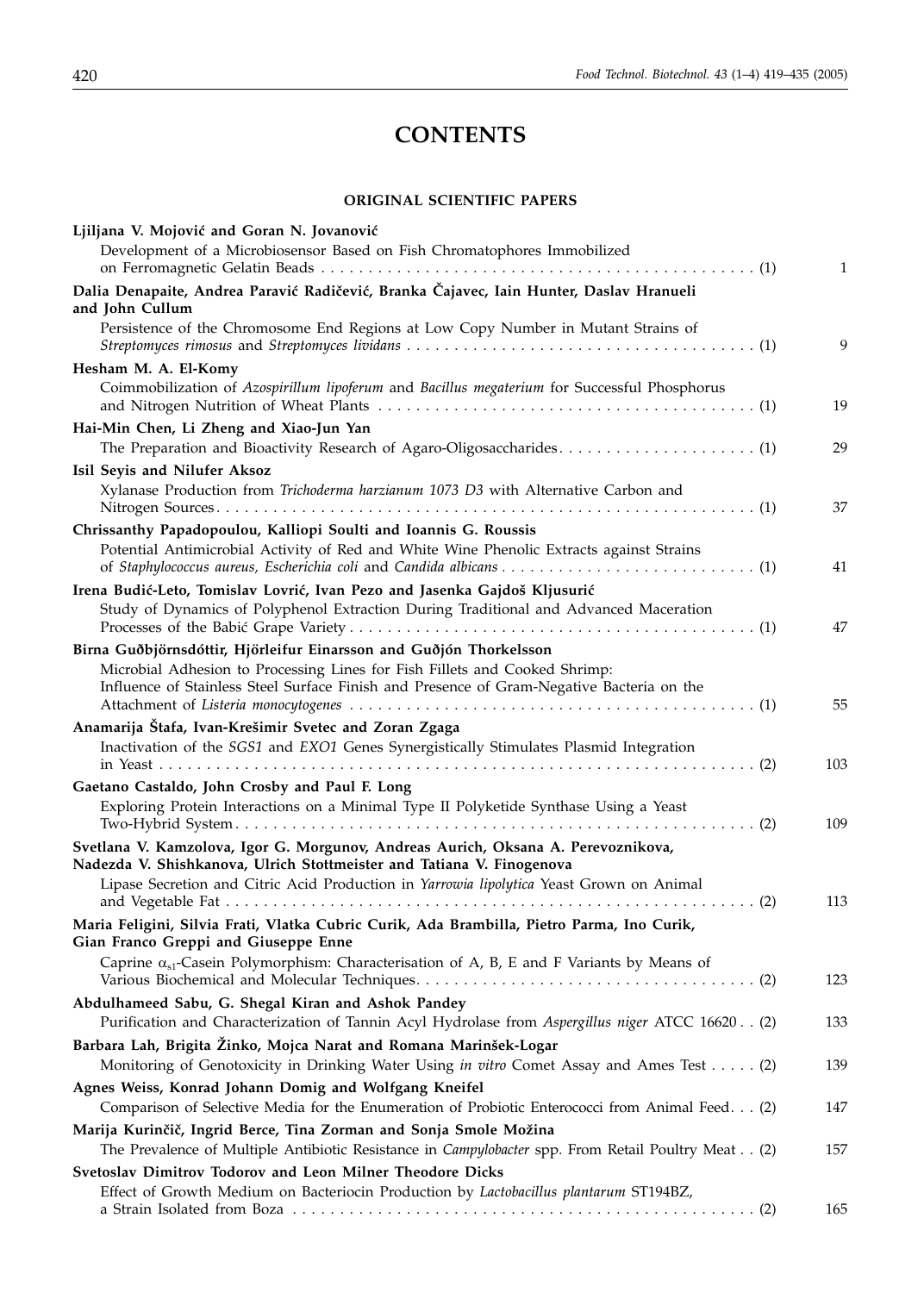# CONTENTS

## ORIGINAL SCIENTIFIC PAPERS

**Ljiljana V. Mojović and Goran N. Jovanović**
Development of a Microbiosensor Based on Fish Chromatophores Immobilized on Ferromagnetic Gelatin Beads . . . . . . . . . . . . . . . . . . . . . . . . . . . . . . . . . . . . . . . . . . . . . . . . (1) 1

**Dalia Denapaite, Andrea Paravić Radičević, Branka Čajavec, Iain Hunter, Daslav Hranueli and John Cullum**
Persistence of the Chromosome End Regions at Low Copy Number in Mutant Strains of *Streptomyces rimosus* and *Streptomyces lividans* . . . . . . . . . . . . . . . . . . . . . . . . . . . . . . . . . . . . . (1) 9

**Hesham M. A. El-Komy**
Coimmobilization of *Azospirillum lipoferum* and *Bacillus megaterium* for Successful Phosphorus and Nitrogen Nutrition of Wheat Plants . . . . . . . . . . . . . . . . . . . . . . . . . . . . . . . . . . . . . . . . (1) 19

**Hai-Min Chen, Li Zheng and Xiao-Jun Yan**
The Preparation and Bioactivity Research of Agaro-Oligosaccharides. . . . . . . . . . . . . . . . . . . . . (1) 29

**Isil Seyis and Nilufer Aksoz**
Xylanase Production from *Trichoderma harzianum 1073 D3* with Alternative Carbon and Nitrogen Sources. . . . . . . . . . . . . . . . . . . . . . . . . . . . . . . . . . . . . . . . . . . . . . . . . . . . . . . . . . (1) 37

**Chrissanthy Papadopoulou, Kalliopi Soulti and Ioannis G. Roussis**
Potential Antimicrobial Activity of Red and White Wine Phenolic Extracts against Strains of *Staphylococcus aureus, Escherichia coli* and *Candida albicans* . . . . . . . . . . . . . . . . . . . . . . . . . . . (1) 41

**Irena Budić-Leto, Tomislav Lovrić, Ivan Pezo and Jasenka Gajdoš Kljusurić**
Study of Dynamics of Polyphenol Extraction During Traditional and Advanced Maceration Processes of the Babić Grape Variety . . . . . . . . . . . . . . . . . . . . . . . . . . . . . . . . . . . . . . . . . . . (1) 47

**Birna Guðbjörnsdóttir, Hjörleifur Einarsson and Guðjón Thorkelsson**
Microbial Adhesion to Processing Lines for Fish Fillets and Cooked Shrimp: Influence of Stainless Steel Surface Finish and Presence of Gram-Negative Bacteria on the Attachment of *Listeria monocytogenes* . . . . . . . . . . . . . . . . . . . . . . . . . . . . . . . . . . . . . . . . . . . . . (1) 55

**Anamarija Štafa, Ivan-Krešimir Svetec and Zoran Zgaga**
Inactivation of the *SGS1* and *EXO1* Genes Synergistically Stimulates Plasmid Integration in Yeast . . . . . . . . . . . . . . . . . . . . . . . . . . . . . . . . . . . . . . . . . . . . . . . . . . . . . . . . . . . . . . . . . . . . . (2) 103

**Gaetano Castaldo, John Crosby and Paul F. Long**
Exploring Protein Interactions on a Minimal Type II Polyketide Synthase Using a Yeast Two-Hybrid System. . . . . . . . . . . . . . . . . . . . . . . . . . . . . . . . . . . . . . . . . . . . . . . . . . . . . . . . . . . . (2) 109

**Svetlana V. Kamzolova, Igor G. Morgunov, Andreas Aurich, Oksana A. Perevoznikova, Nadezda V. Shishkanova, Ulrich Stottmeister and Tatiana V. Finogenova**
Lipase Secretion and Citric Acid Production in *Yarrowia lipolytica* Yeast Grown on Animal and Vegetable Fat . . . . . . . . . . . . . . . . . . . . . . . . . . . . . . . . . . . . . . . . . . . . . . . . . . . . . . . . . . . . (2) 113

**Maria Feligini, Silvia Frati, Vlatka Cubric Curik, Ada Brambilla, Pietro Parma, Ino Curik, Gian Franco Greppi and Giuseppe Enne**
Caprine $\alpha_{s1}$-Casein Polymorphism: Characterisation of A, B, E and F Variants by Means of Various Biochemical and Molecular Techniques. . . . . . . . . . . . . . . . . . . . . . . . . . . . . . . . . . . . . (2) 123

**Abdulhameed Sabu, G. Shegal Kiran and Ashok Pandey**
Purification and Characterization of Tannin Acyl Hydrolase from *Aspergillus niger* ATCC 16620 . . (2) 133

**Barbara Lah, Brigita Žinko, Mojca Narat and Romana Marinšek-Logar**
Monitoring of Genotoxicity in Drinking Water Using *in vitro* Comet Assay and Ames Test . . . . . (2) 139

**Agnes Weiss, Konrad Johann Domig and Wolfgang Kneifel**
Comparison of Selective Media for the Enumeration of Probiotic Enterococci from Animal Feed. . . (2) 147

**Marija Kurinčič, Ingrid Berce, Tina Zorman and Sonja Smole Možina**
The Prevalence of Multiple Antibiotic Resistance in *Campylobacter* spp. From Retail Poultry Meat . . (2) 157

**Svetoslav Dimitrov Todorov and Leon Milner Theodore Dicks**
Effect of Growth Medium on Bacteriocin Production by *Lactobacillus plantarum* ST194BZ, a Strain Isolated from Boza . . . . . . . . . . . . . . . . . . . . . . . . . . . . . . . . . . . . . . . . . . . . . . . . . . (2) 165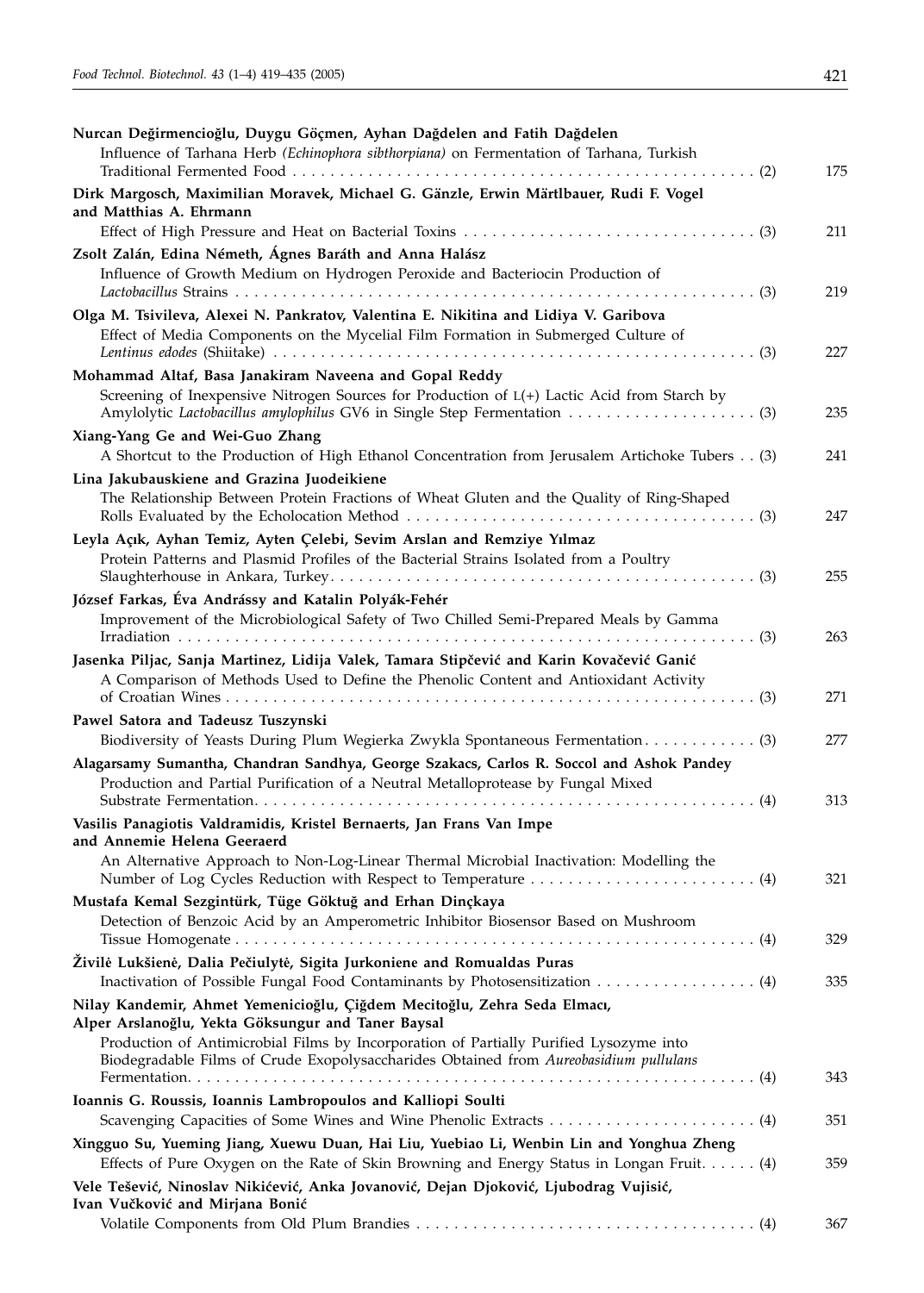**Nurcan Değirmencioğlu, Duygu Göçmen, Ayhan Dağdelen and Fatih Dağdelen**
Influence of Tarhana Herb *(Echinophora sibthorpiana)* on Fermentation of Tarhana, Turkish Traditional Fermented Food . . . . . . . . . . (2) 175

**Dirk Margosch, Maximilian Moravek, Michael G. Gänzle, Erwin Märtlbauer, Rudi F. Vogel and Matthias A. Ehrmann**
Effect of High Pressure and Heat on Bacterial Toxins . . . . . . . . . . (3) 211

**Zsolt Zalán, Edina Németh, Ágnes Baráth and Anna Halász**
Influence of Growth Medium on Hydrogen Peroxide and Bacteriocin Production of *Lactobacillus* Strains . . . . . . . . . . (3) 219

**Olga M. Tsivileva, Alexei N. Pankratov, Valentina E. Nikitina and Lidiya V. Garibova**
Effect of Media Components on the Mycelial Film Formation in Submerged Culture of *Lentinus edodes* (Shiitake) . . . . . . . . . . (3) 227

**Mohammad Altaf, Basa Janakiram Naveena and Gopal Reddy**
Screening of Inexpensive Nitrogen Sources for Production of L(+) Lactic Acid from Starch by Amylolytic *Lactobacillus amylophilus* GV6 in Single Step Fermentation . . . . . . . . . . (3) 235

**Xiang-Yang Ge and Wei-Guo Zhang**
A Shortcut to the Production of High Ethanol Concentration from Jerusalem Artichoke Tubers . . (3) 241

**Lina Jakubauskiene and Grazina Juodeikiene**
The Relationship Between Protein Fractions of Wheat Gluten and the Quality of Ring-Shaped Rolls Evaluated by the Echolocation Method . . . . . . . . . . (3) 247

**Leyla Açık, Ayhan Temiz, Ayten Çelebi, Sevim Arslan and Remziye Yılmaz**
Protein Patterns and Plasmid Profiles of the Bacterial Strains Isolated from a Poultry Slaughterhouse in Ankara, Turkey. . . . . . . . . . (3) 255

**József Farkas, Éva Andrássy and Katalin Polyák-Fehér**
Improvement of the Microbiological Safety of Two Chilled Semi-Prepared Meals by Gamma Irradiation . . . . . . . . . . (3) 263

**Jasenka Piljac, Sanja Martinez, Lidija Valek, Tamara Stipčević and Karin Kovačević Ganić**
A Comparison of Methods Used to Define the Phenolic Content and Antioxidant Activity of Croatian Wines . . . . . . . . . . (3) 271

**Pawel Satora and Tadeusz Tuszynski**
Biodiversity of Yeasts During Plum Wegierka Zwykla Spontaneous Fermentation. . . . . . . . . . (3) 277

**Alagarsamy Sumantha, Chandran Sandhya, George Szakacs, Carlos R. Soccol and Ashok Pandey**
Production and Partial Purification of a Neutral Metalloprotease by Fungal Mixed Substrate Fermentation. . . . . . . . . . (4) 313

**Vasilis Panagiotis Valdramidis, Kristel Bernaerts, Jan Frans Van Impe and Annemie Helena Geeraerd**
An Alternative Approach to Non-Log-Linear Thermal Microbial Inactivation: Modelling the Number of Log Cycles Reduction with Respect to Temperature . . . . . . . . . . (4) 321

**Mustafa Kemal Sezgintürk, Tüge Göktuğ and Erhan Dinçkaya**
Detection of Benzoic Acid by an Amperometric Inhibitor Biosensor Based on Mushroom Tissue Homogenate . . . . . . . . . . (4) 329

**Živilė Lukšienė, Dalia Pečiulytė, Sigita Jurkoniene and Romualdas Puras**
Inactivation of Possible Fungal Food Contaminants by Photosensitization . . . . . . . . . . (4) 335

**Nilay Kandemir, Ahmet Yemenicioğlu, Çiğdem Mecitoğlu, Zehra Seda Elmacı, Alper Arslanoğlu, Yekta Göksungur and Taner Baysal**
Production of Antimicrobial Films by Incorporation of Partially Purified Lysozyme into Biodegradable Films of Crude Exopolysaccharides Obtained from *Aureobasidium pullulans* Fermentation. . . . . . . . . . (4) 343

**Ioannis G. Roussis, Ioannis Lambropoulos and Kalliopi Soulti**
Scavenging Capacities of Some Wines and Wine Phenolic Extracts . . . . . . . . . . (4) 351

**Xingguo Su, Yueming Jiang, Xuewu Duan, Hai Liu, Yuebiao Li, Wenbin Lin and Yonghua Zheng**
Effects of Pure Oxygen on the Rate of Skin Browning and Energy Status in Longan Fruit. . . . . . (4) 359

**Vele Tešević, Ninoslav Nikićević, Anka Jovanović, Dejan Djoković, Ljubodrag Vujisić, Ivan Vučković and Mirjana Bonić**
Volatile Components from Old Plum Brandies . . . . . . . . . . (4) 367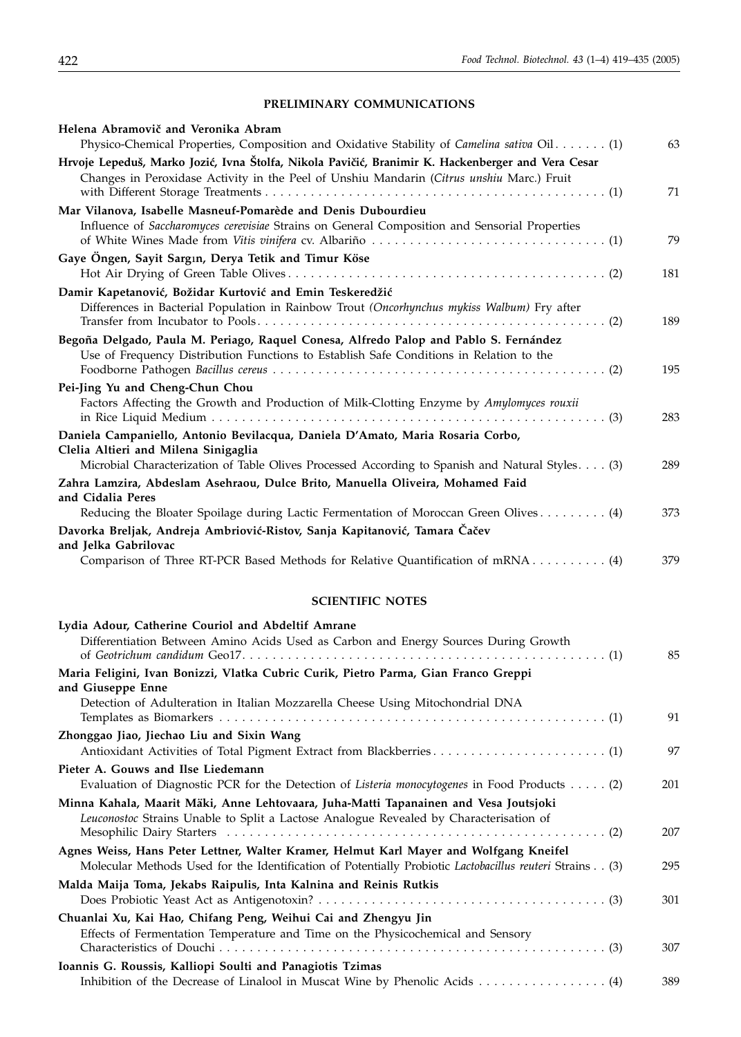## PRELIMINARY COMMUNICATIONS

**Helena Abramovič and Veronika Abram**
Physico-Chemical Properties, Composition and Oxidative Stability of *Camelina sativa* Oil . . . . . . . (1) 63

**Hrvoje Lepeduš, Marko Jozić, Ivna Štolfa, Nikola Pavičić, Branimir K. Hackenberger and Vera Cesar**
Changes in Peroxidase Activity in the Peel of Unshiu Mandarin (*Citrus unshiu* Marc.) Fruit with Different Storage Treatments . . . . . . . . . . . . . . . . . . . . . . . . . . . . . . . . . . . . . . . . . . . . . . (1) 71

**Mar Vilanova, Isabelle Masneuf-Pomarède and Denis Dubourdieu**
Influence of *Saccharomyces cerevisiae* Strains on General Composition and Sensorial Properties of White Wines Made from *Vitis vinifera* cv. Albariño . . . . . . . . . . . . . . . . . . . . . . . . . . . . . . . (1) 79

**Gaye Öngen, Sayit Sargın, Derya Tetik and Timur Köse**
Hot Air Drying of Green Table Olives . . . . . . . . . . . . . . . . . . . . . . . . . . . . . . . . . . . . . . . . . . (2) 181

**Damir Kapetanović, Božidar Kurtović and Emin Teskeredžić**
Differences in Bacterial Population in Rainbow Trout *(Oncorhynchus mykiss Walbum)* Fry after Transfer from Incubator to Pools . . . . . . . . . . . . . . . . . . . . . . . . . . . . . . . . . . . . . . . . . . . . . (2) 189

**Begoña Delgado, Paula M. Periago, Raquel Conesa, Alfredo Palop and Pablo S. Fernández**
Use of Frequency Distribution Functions to Establish Safe Conditions in Relation to the Foodborne Pathogen *Bacillus cereus* . . . . . . . . . . . . . . . . . . . . . . . . . . . . . . . . . . . . . . . . . . . . (2) 195

**Pei-Jing Yu and Cheng-Chun Chou**
Factors Affecting the Growth and Production of Milk-Clotting Enzyme by *Amylomyces rouxii* in Rice Liquid Medium . . . . . . . . . . . . . . . . . . . . . . . . . . . . . . . . . . . . . . . . . . . . . . . . . . . . (3) 283

**Daniela Campaniello, Antonio Bevilacqua, Daniela D'Amato, Maria Rosaria Corbo, Clelia Altieri and Milena Sinigaglia**
Microbial Characterization of Table Olives Processed According to Spanish and Natural Styles. . . . (3) 289

**Zahra Lamzira, Abdeslam Asehraou, Dulce Brito, Manuella Oliveira, Mohamed Faid and Cidalia Peres**
Reducing the Bloater Spoilage during Lactic Fermentation of Moroccan Green Olives . . . . . . . . . (4) 373

**Davorka Breljak, Andreja Ambriović-Ristov, Sanja Kapitanović, Tamara Čačev and Jelka Gabrilovac**
Comparison of Three RT-PCR Based Methods for Relative Quantification of mRNA . . . . . . . . . . (4) 379

## SCIENTIFIC NOTES

**Lydia Adour, Catherine Couriol and Abdeltif Amrane**
Differentiation Between Amino Acids Used as Carbon and Energy Sources During Growth of *Geotrichum candidum* Geo17. . . . . . . . . . . . . . . . . . . . . . . . . . . . . . . . . . . . . . . . . . . . . . (1) 85

**Maria Feligini, Ivan Bonizzi, Vlatka Cubric Curik, Pietro Parma, Gian Franco Greppi and Giuseppe Enne**
Detection of Adulteration in Italian Mozzarella Cheese Using Mitochondrial DNA Templates as Biomarkers . . . . . . . . . . . . . . . . . . . . . . . . . . . . . . . . . . . . . . . . . . . . . . . . . . . (1) 91

**Zhonggao Jiao, Jiechao Liu and Sixin Wang**
Antioxidant Activities of Total Pigment Extract from Blackberries . . . . . . . . . . . . . . . . . . . . . . . (1) 97

**Pieter A. Gouws and Ilse Liedemann**
Evaluation of Diagnostic PCR for the Detection of *Listeria monocytogenes* in Food Products . . . . . (2) 201

**Minna Kahala, Maarit Mäki, Anne Lehtovaara, Juha-Matti Tapanainen and Vesa Joutsjoki**
*Leuconostoc* Strains Unable to Split a Lactose Analogue Revealed by Characterisation of Mesophilic Dairy Starters . . . . . . . . . . . . . . . . . . . . . . . . . . . . . . . . . . . . . . . . . . . . . . . . . (2) 207

**Agnes Weiss, Hans Peter Lettner, Walter Kramer, Helmut Karl Mayer and Wolfgang Kneifel**
Molecular Methods Used for the Identification of Potentially Probiotic *Lactobacillus reuteri* Strains . . (3) 295

**Malda Maija Toma, Jekabs Raipulis, Inta Kalnina and Reinis Rutkis**
Does Probiotic Yeast Act as Antigenotoxin? . . . . . . . . . . . . . . . . . . . . . . . . . . . . . . . . . . . . . . (3) 301

**Chuanlai Xu, Kai Hao, Chifang Peng, Weihui Cai and Zhengyu Jin**
Effects of Fermentation Temperature and Time on the Physicochemical and Sensory Characteristics of Douchi . . . . . . . . . . . . . . . . . . . . . . . . . . . . . . . . . . . . . . . . . . . . . . . . . . (3) 307

**Ioannis G. Roussis, Kalliopi Soulti and Panagiotis Tzimas**
Inhibition of the Decrease of Linalool in Muscat Wine by Phenolic Acids . . . . . . . . . . . . . . . . . (4) 389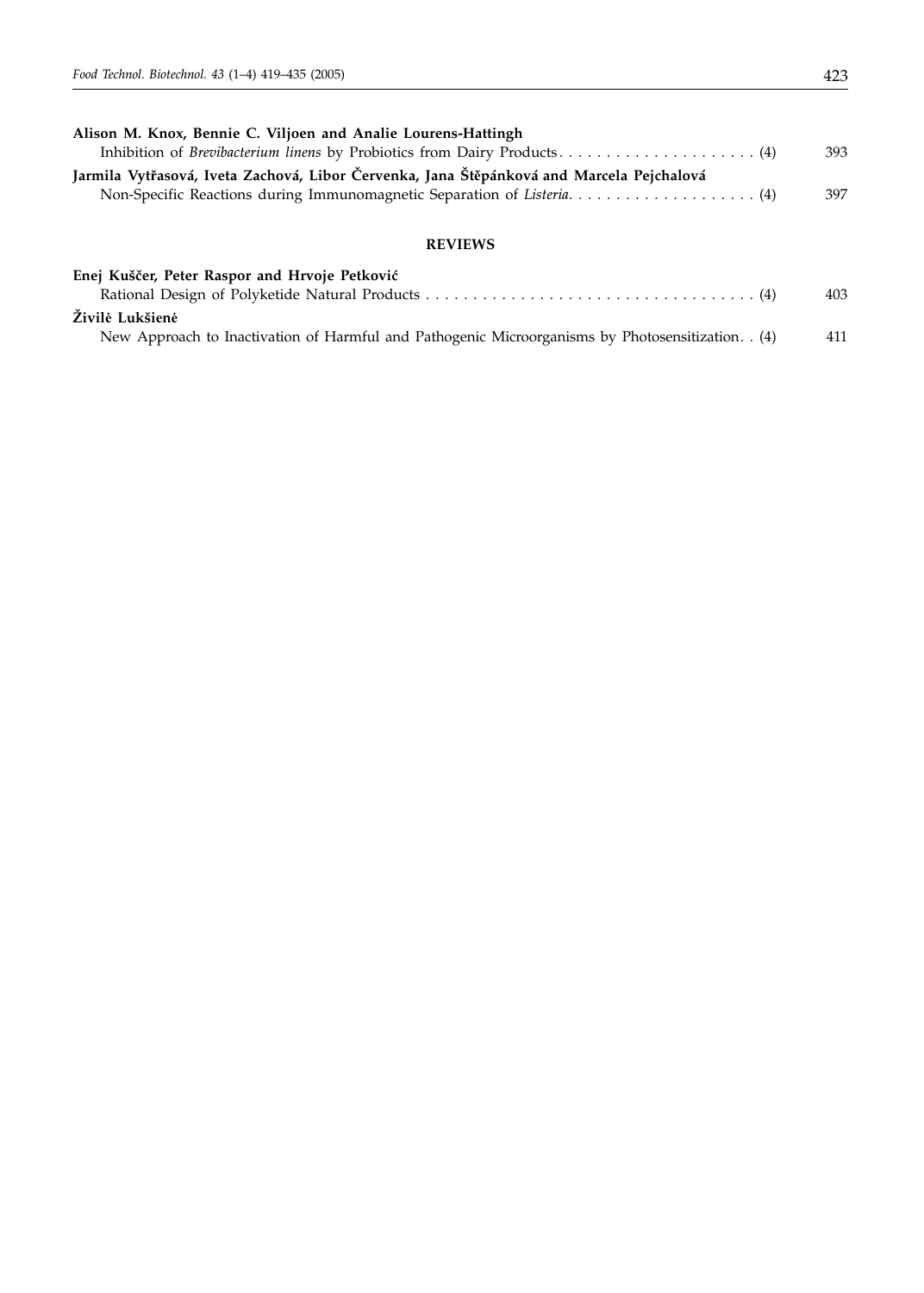**Alison M. Knox, Bennie C. Viljoen and Analie Lourens-Hattingh**
Inhibition of *Brevibacterium linens* by Probiotics from Dairy Products. . . . . . . . . . . . . . . . . . . . . . (4) 393

**Jarmila Vytřasová, Iveta Zachová, Libor Červenka, Jana Štěpánková and Marcela Pejchalová**
Non-Specific Reactions during Immunomagnetic Separation of *Listeria*. . . . . . . . . . . . . . . . . . . . (4) 397

## REVIEWS

**Enej Kuščer, Peter Raspor and Hrvoje Petković**
Rational Design of Polyketide Natural Products . . . . . . . . . . . . . . . . . . . . . . . . . . . . . . . . . . . . (4) 403

**Živilė Lukšienė**
New Approach to Inactivation of Harmful and Pathogenic Microorganisms by Photosensitization. . (4) 411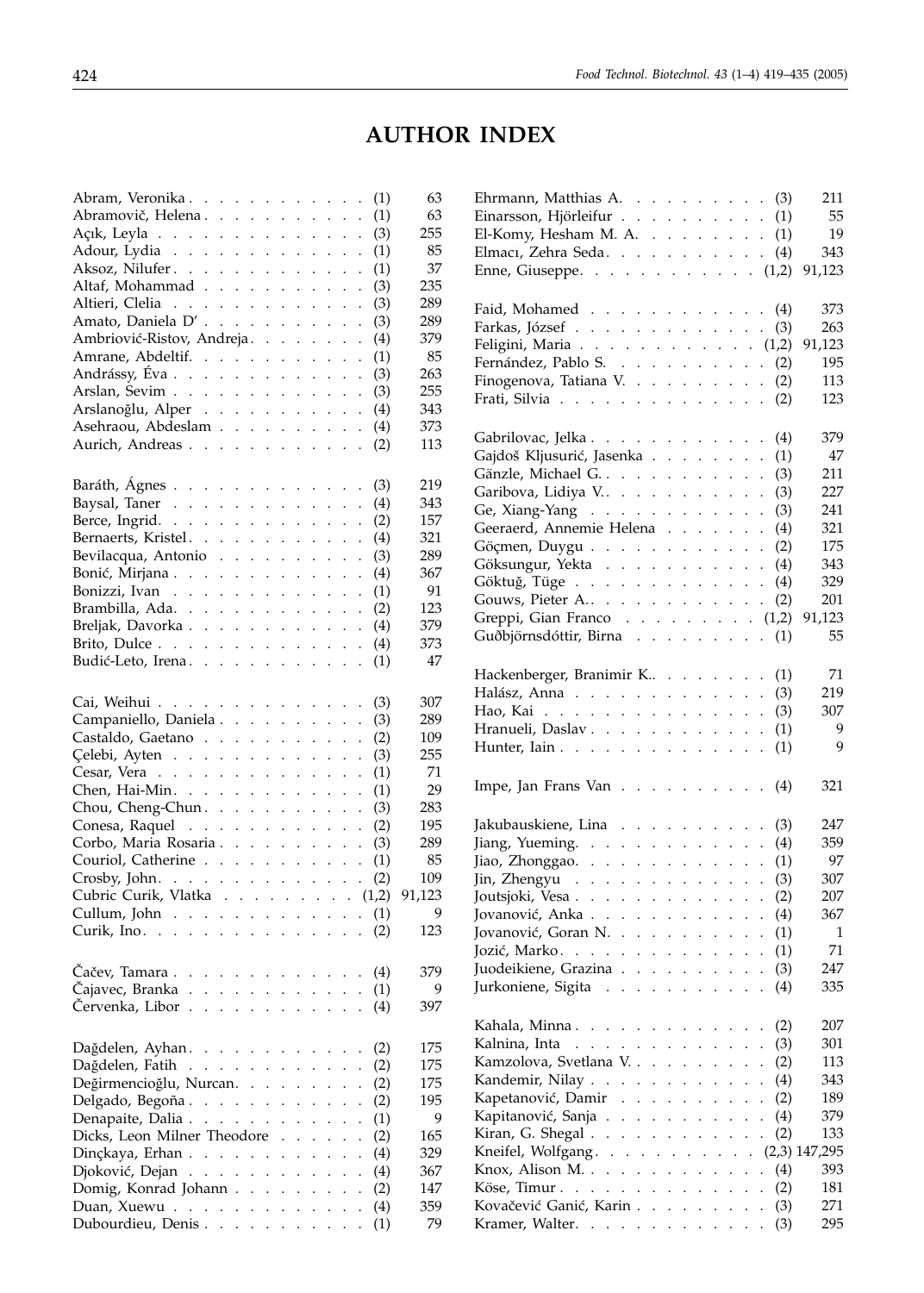# AUTHOR INDEX

Abram, Veronika . . . . . . . . . . . . (1) 63
Abramovič, Helena . . . . . . . . . . . (1) 63
Açık, Leyla . . . . . . . . . . . . . . (3) 255
Adour, Lydia . . . . . . . . . . . . . (1) 85
Aksoz, Nilufer . . . . . . . . . . . . . (1) 37
Altaf, Mohammad . . . . . . . . . . . (3) 235
Altieri, Clelia . . . . . . . . . . . . . (3) 289
Amato, Daniela D' . . . . . . . . . . . (3) 289
Ambriović-Ristov, Andreja . . . . . . . . (4) 379
Amrane, Abdeltif. . . . . . . . . . . . (1) 85
Andrássy, Éva . . . . . . . . . . . . . (3) 263
Arslan, Sevim . . . . . . . . . . . . . (3) 255
Arslanoğlu, Alper . . . . . . . . . . . (4) 343
Asehraou, Abdeslam . . . . . . . . . . (4) 373
Aurich, Andreas . . . . . . . . . . . . (2) 113

Baráth, Ágnes . . . . . . . . . . . . . (3) 219
Baysal, Taner . . . . . . . . . . . . . (4) 343
Berce, Ingrid. . . . . . . . . . . . . . (2) 157
Bernaerts, Kristel . . . . . . . . . . . . (4) 321
Bevilacqua, Antonio . . . . . . . . . . (3) 289
Bonić, Mirjana . . . . . . . . . . . . . (4) 367
Bonizzi, Ivan . . . . . . . . . . . . . (1) 91
Brambilla, Ada. . . . . . . . . . . . . (2) 123
Breljak, Davorka . . . . . . . . . . . . (4) 379
Brito, Dulce . . . . . . . . . . . . . . (4) 373
Budić-Leto, Irena . . . . . . . . . . . . (1) 47

Cai, Weihui . . . . . . . . . . . . . . (3) 307
Campaniello, Daniela . . . . . . . . . . (3) 289
Castaldo, Gaetano . . . . . . . . . . . (2) 109
Çelebi, Ayten . . . . . . . . . . . . . (3) 255
Cesar, Vera . . . . . . . . . . . . . . (1) 71
Chen, Hai-Min. . . . . . . . . . . . . (1) 29
Chou, Cheng-Chun . . . . . . . . . . . (3) 283
Conesa, Raquel . . . . . . . . . . . . (2) 195
Corbo, Maria Rosaria . . . . . . . . . . (3) 289
Couriol, Catherine . . . . . . . . . . . (1) 85
Crosby, John. . . . . . . . . . . . . . (2) 109
Cubric Curik, Vlatka . . . . . . . . . (1,2) 91,123
Cullum, John . . . . . . . . . . . . . (1) 9
Curik, Ino. . . . . . . . . . . . . . . (2) 123

Čačev, Tamara . . . . . . . . . . . . . (4) 379
Čajavec, Branka . . . . . . . . . . . . (1) 9
Červenka, Libor . . . . . . . . . . . . (4) 397

Dağdelen, Ayhan. . . . . . . . . . . . (2) 175
Dağdelen, Fatih . . . . . . . . . . . . (2) 175
Değirmencioğlu, Nurcan. . . . . . . . . (2) 175
Delgado, Begoña . . . . . . . . . . . . (2) 195
Denapaite, Dalia . . . . . . . . . . . . (1) 9
Dicks, Leon Milner Theodore . . . . . . (2) 165
Dinçkaya, Erhan . . . . . . . . . . . . (4) 329
Djoković, Dejan . . . . . . . . . . . . (4) 367
Domig, Konrad Johann . . . . . . . . . (2) 147
Duan, Xuewu . . . . . . . . . . . . . (4) 359
Dubourdieu, Denis . . . . . . . . . . . (1) 79

Ehrmann, Matthias A. . . . . . . . . . (3) 211
Einarsson, Hjörleifur . . . . . . . . . . (1) 55
El-Komy, Hesham M. A. . . . . . . . . (1) 19
Elmacı, Zehra Seda. . . . . . . . . . . (4) 343
Enne, Giuseppe. . . . . . . . . . . . (1,2) 91,123

Faid, Mohamed . . . . . . . . . . . . (4) 373
Farkas, József . . . . . . . . . . . . . (3) 263
Feligini, Maria . . . . . . . . . . . . (1,2) 91,123
Fernández, Pablo S. . . . . . . . . . . (2) 195
Finogenova, Tatiana V. . . . . . . . . . (2) 113
Frati, Silvia . . . . . . . . . . . . . . (2) 123

Gabrilovac, Jelka . . . . . . . . . . . . (4) 379
Gajdoš Kljusurić, Jasenka . . . . . . . . (1) 47
Gänzle, Michael G.. . . . . . . . . . . (3) 211
Garibova, Lidiya V.. . . . . . . . . . . (3) 227
Ge, Xiang-Yang . . . . . . . . . . . . (3) 241
Geeraerd, Annemie Helena . . . . . . . (4) 321
Göçmen, Duygu . . . . . . . . . . . . (2) 175
Göksungur, Yekta . . . . . . . . . . . (4) 343
Göktuğ, Tüge . . . . . . . . . . . . . (4) 329
Gouws, Pieter A.. . . . . . . . . . . . (2) 201
Greppi, Gian Franco . . . . . . . . . (1,2) 91,123
Guðbjörnsdóttir, Birna . . . . . . . . . (1) 55

Hackenberger, Branimir K.. . . . . . . . (1) 71
Halász, Anna . . . . . . . . . . . . . (3) 219
Hao, Kai . . . . . . . . . . . . . . . (3) 307
Hranueli, Daslav . . . . . . . . . . . . (1) 9
Hunter, Iain . . . . . . . . . . . . . . (1) 9

Impe, Jan Frans Van . . . . . . . . . . (4) 321

Jakubauskiene, Lina . . . . . . . . . . (3) 247
Jiang, Yueming. . . . . . . . . . . . . (4) 359
Jiao, Zhonggao. . . . . . . . . . . . . (1) 97
Jin, Zhengyu . . . . . . . . . . . . . (3) 307
Joutsjoki, Vesa . . . . . . . . . . . . . (2) 207
Jovanović, Anka . . . . . . . . . . . . (4) 367
Jovanović, Goran N. . . . . . . . . . . (1) 1
Jozić, Marko. . . . . . . . . . . . . . (1) 71
Juodeikiene, Grazina . . . . . . . . . . (3) 247
Jurkoniene, Sigita . . . . . . . . . . . (4) 335

Kahala, Minna . . . . . . . . . . . . . (2) 207
Kalnina, Inta . . . . . . . . . . . . . . (3) 301
Kamzolova, Svetlana V. . . . . . . . . . (2) 113
Kandemir, Nilay . . . . . . . . . . . . (4) 343
Kapetanović, Damir . . . . . . . . . . (2) 189
Kapitanović, Sanja . . . . . . . . . . . (4) 379
Kiran, G. Shegal . . . . . . . . . . . . (2) 133
Kneifel, Wolfgang. . . . . . . . . . . (2,3) 147,295
Knox, Alison M. . . . . . . . . . . . . (4) 393
Köse, Timur . . . . . . . . . . . . . . (2) 181
Kovačević Ganić, Karin . . . . . . . . . (3) 271
Kramer, Walter. . . . . . . . . . . . . (3) 295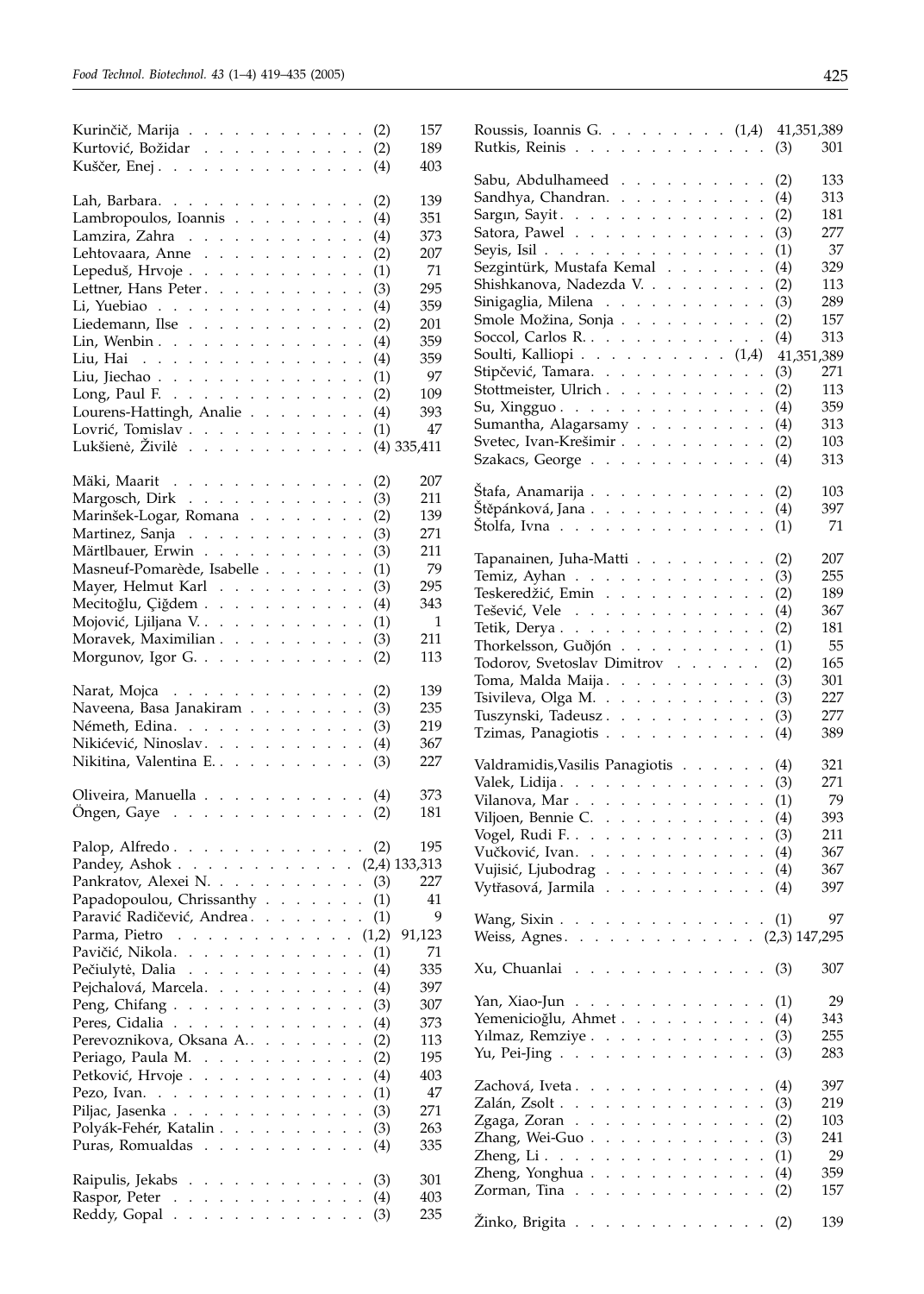Kurinčič, Marija . . . . . . . . . . . . (2) 157
Kurtović, Božidar . . . . . . . . . . . (2) 189
Kuščer, Enej . . . . . . . . . . . . . (4) 403

Lah, Barbara. . . . . . . . . . . . . (2) 139
Lambropoulos, Ioannis . . . . . . . . . (4) 351
Lamzira, Zahra . . . . . . . . . . . . (4) 373
Lehtovaara, Anne . . . . . . . . . . . (2) 207
Lepeduš, Hrvoje . . . . . . . . . . . (1) 71
Lettner, Hans Peter . . . . . . . . . . (3) 295
Li, Yuebiao . . . . . . . . . . . . . (4) 359
Liedemann, Ilse . . . . . . . . . . . . (2) 201
Lin, Wenbin . . . . . . . . . . . . . (4) 359
Liu, Hai . . . . . . . . . . . . . . (4) 359
Liu, Jiechao . . . . . . . . . . . . . (1) 97
Long, Paul F. . . . . . . . . . . . . (2) 109
Lourens-Hattingh, Analie . . . . . . . . (4) 393
Lovrić, Tomislav . . . . . . . . . . . . (1) 47
Lukšienė, Živilė . . . . . . . . . . . . (4) 335,411

Mäki, Maarit . . . . . . . . . . . . . (2) 207
Margosch, Dirk . . . . . . . . . . . . (3) 211
Marinšek-Logar, Romana . . . . . . . . (2) 139
Martinez, Sanja . . . . . . . . . . . . (3) 271
Märtlbauer, Erwin . . . . . . . . . . . (3) 211
Masneuf-Pomarède, Isabelle . . . . . . . (1) 79
Mayer, Helmut Karl . . . . . . . . . . (3) 295
Mecitoğlu, Çiğdem . . . . . . . . . . . (4) 343
Mojović, Ljiljana V. . . . . . . . . . . (1) 1
Moravek, Maximilian . . . . . . . . . . (3) 211
Morgunov, Igor G. . . . . . . . . . . . (2) 113

Narat, Mojca . . . . . . . . . . . . . (2) 139
Naveena, Basa Janakiram . . . . . . . . (3) 235
Németh, Edina. . . . . . . . . . . . . (3) 219
Nikićević, Ninoslav . . . . . . . . . . . (4) 367
Nikitina, Valentina E. . . . . . . . . . . (3) 227

Oliveira, Manuella . . . . . . . . . . . (4) 373
Öngen, Gaye . . . . . . . . . . . . . (2) 181

Palop, Alfredo . . . . . . . . . . . . . (2) 195
Pandey, Ashok . . . . . . . . . . . . (2,4) 133,313
Pankratov, Alexei N. . . . . . . . . . . (3) 227
Papadopoulou, Chrissanthy . . . . . . . (1) 41
Paravić Radičević, Andrea . . . . . . . . (1) 9
Parma, Pietro . . . . . . . . . . . . (1,2) 91,123
Pavičić, Nikola. . . . . . . . . . . . . (1) 71
Pečiulytė, Dalia . . . . . . . . . . . . (4) 335
Pejchalová, Marcela. . . . . . . . . . . (4) 397
Peng, Chifang . . . . . . . . . . . . . (3) 307
Peres, Cidalia . . . . . . . . . . . . . (4) 373
Perevoznikova, Oksana A.. . . . . . . . (2) 113
Periago, Paula M. . . . . . . . . . . . (2) 195
Petković, Hrvoje . . . . . . . . . . . . (4) 403
Pezo, Ivan. . . . . . . . . . . . . . . (1) 47
Piljac, Jasenka . . . . . . . . . . . . . (3) 271
Polyák-Fehér, Katalin . . . . . . . . . . (3) 263
Puras, Romualdas . . . . . . . . . . . (4) 335

Raipulis, Jekabs . . . . . . . . . . . . (3) 301
Raspor, Peter . . . . . . . . . . . . . (4) 403
Reddy, Gopal . . . . . . . . . . . . . (3) 235

Roussis, Ioannis G. . . . . . . . . . (1,4) 41,351,389
Rutkis, Reinis . . . . . . . . . . . . . (3) 301

Sabu, Abdulhameed . . . . . . . . . . (2) 133
Sandhya, Chandran. . . . . . . . . . . (4) 313
Sargın, Sayit . . . . . . . . . . . . . . (2) 181
Satora, Pawel . . . . . . . . . . . . . (3) 277
Seyis, Isil . . . . . . . . . . . . . . . (1) 37
Sezgintürk, Mustafa Kemal . . . . . . . (4) 329
Shishkanova, Nadezda V. . . . . . . . . (2) 113
Sinigaglia, Milena . . . . . . . . . . . (3) 289
Smole Možina, Sonja . . . . . . . . . . (2) 157
Soccol, Carlos R. . . . . . . . . . . . . (4) 313
Soulti, Kalliopi . . . . . . . . . . . (1,4) 41,351,389
Stipčević, Tamara. . . . . . . . . . . . (3) 271
Stottmeister, Ulrich . . . . . . . . . . . (2) 113
Su, Xingguo . . . . . . . . . . . . . . (4) 359
Sumantha, Alagarsamy . . . . . . . . . (4) 313
Svetec, Ivan-Krešimir . . . . . . . . . . (2) 103
Szakacs, George . . . . . . . . . . . . (4) 313

Štafa, Anamarija . . . . . . . . . . . . (2) 103
Štěpánková, Jana . . . . . . . . . . . . (4) 397
Štolfa, Ivna . . . . . . . . . . . . . . (1) 71

Tapanainen, Juha-Matti . . . . . . . . . (2) 207
Temiz, Ayhan . . . . . . . . . . . . . (3) 255
Teskeredžić, Emin . . . . . . . . . . . (2) 189
Tešević, Vele . . . . . . . . . . . . . (4) 367
Tetik, Derya . . . . . . . . . . . . . . (2) 181
Thorkelsson, Guðjón . . . . . . . . . . (1) 55
Todorov, Svetoslav Dimitrov . . . . . . (2) 165
Toma, Malda Maija . . . . . . . . . . . (3) 301
Tsivileva, Olga M. . . . . . . . . . . . (3) 227
Tuszynski, Tadeusz . . . . . . . . . . . (3) 277
Tzimas, Panagiotis . . . . . . . . . . . (4) 389

Valdramidis,Vasilis Panagiotis . . . . . . (4) 321
Valek, Lidija . . . . . . . . . . . . . . (3) 271
Vilanova, Mar . . . . . . . . . . . . . (1) 79
Viljoen, Bennie C. . . . . . . . . . . . (4) 393
Vogel, Rudi F. . . . . . . . . . . . . . (3) 211
Vučković, Ivan. . . . . . . . . . . . . (4) 367
Vujisić, Ljubodrag . . . . . . . . . . . (4) 367
Vytřasová, Jarmila . . . . . . . . . . . (4) 397

Wang, Sixin . . . . . . . . . . . . . . (1) 97
Weiss, Agnes. . . . . . . . . . . . . (2,3) 147,295

Xu, Chuanlai . . . . . . . . . . . . . (3) 307

Yan, Xiao-Jun . . . . . . . . . . . . . (1) 29
Yemenicioğlu, Ahmet . . . . . . . . . . (4) 343
Yılmaz, Remziye . . . . . . . . . . . . (3) 255
Yu, Pei-Jing . . . . . . . . . . . . . . (3) 283

Zachová, Iveta . . . . . . . . . . . . . (4) 397
Zalán, Zsolt . . . . . . . . . . . . . . (3) 219
Zgaga, Zoran . . . . . . . . . . . . . (2) 103
Zhang, Wei-Guo . . . . . . . . . . . . (3) 241
Zheng, Li . . . . . . . . . . . . . . . (1) 29
Zheng, Yonghua . . . . . . . . . . . . (4) 359
Zorman, Tina . . . . . . . . . . . . . (2) 157

Žinko, Brigita . . . . . . . . . . . . . (2) 139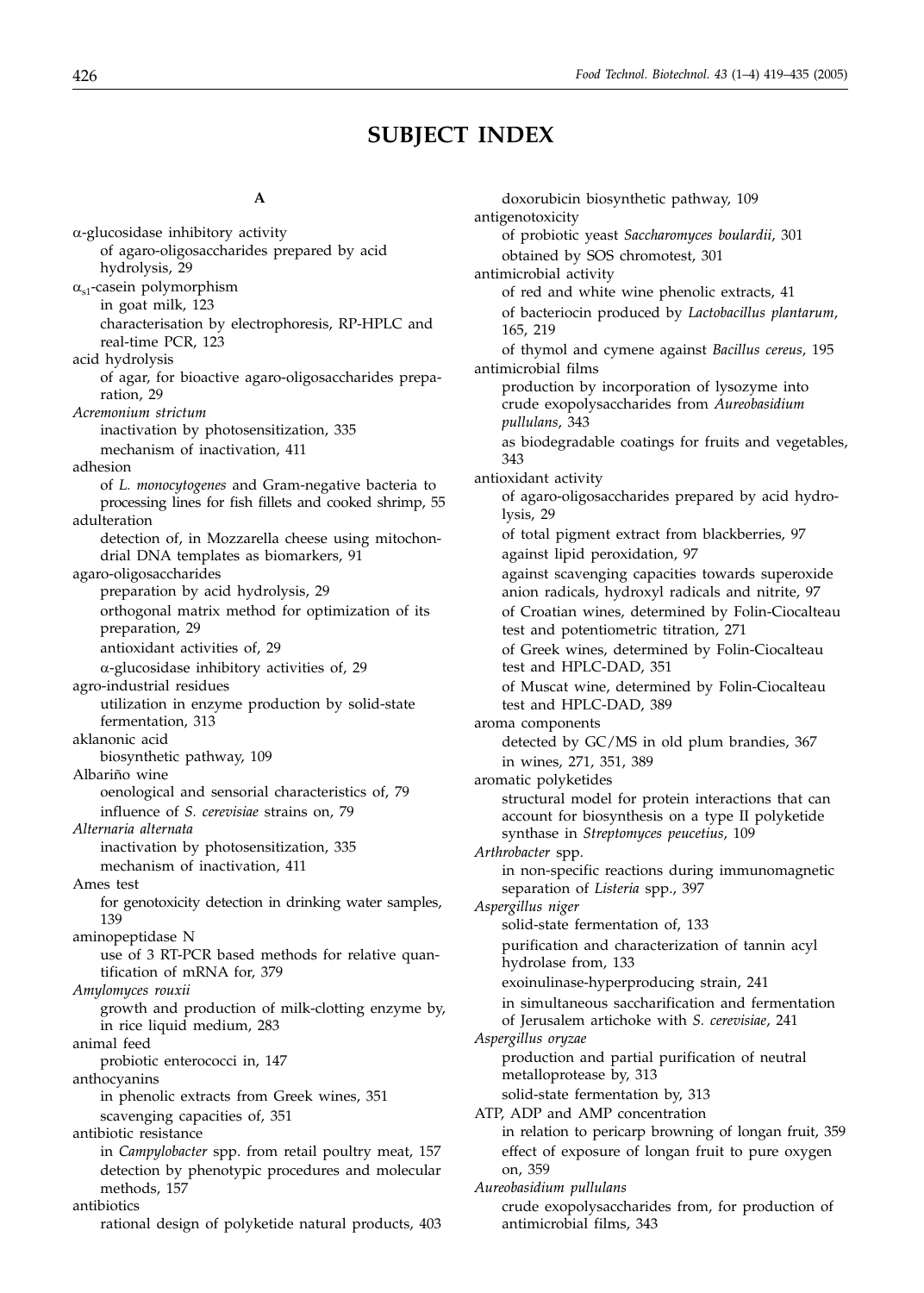# SUBJECT INDEX

**A**

$\alpha$-glucosidase inhibitory activity
- of agaro-oligosaccharides prepared by acid hydrolysis, 29

$\alpha_{s1}$-casein polymorphism
- in goat milk, 123
- characterisation by electrophoresis, RP-HPLC and real-time PCR, 123

acid hydrolysis
- of agar, for bioactive agaro-oligosaccharides preparation, 29

*Acremonium strictum*
- inactivation by photosensitization, 335
- mechanism of inactivation, 411

adhesion
- of *L. monocytogenes* and Gram-negative bacteria to processing lines for fish fillets and cooked shrimp, 55

adulteration
- detection of, in Mozzarella cheese using mitochondrial DNA templates as biomarkers, 91

agaro-oligosaccharides
- preparation by acid hydrolysis, 29
- orthogonal matrix method for optimization of its preparation, 29
- antioxidant activities of, 29
- $\alpha$-glucosidase inhibitory activities of, 29

agro-industrial residues
- utilization in enzyme production by solid-state fermentation, 313

aklanonic acid
- biosynthetic pathway, 109

Albariño wine
- oenological and sensorial characteristics of, 79
- influence of *S. cerevisiae* strains on, 79

*Alternaria alternata*
- inactivation by photosensitization, 335
- mechanism of inactivation, 411

Ames test
- for genotoxicity detection in drinking water samples, 139

aminopeptidase N
- use of 3 RT-PCR based methods for relative quantification of mRNA for, 379

*Amylomyces rouxii*
- growth and production of milk-clotting enzyme by, in rice liquid medium, 283

animal feed
- probiotic enterococci in, 147

anthocyanins
- in phenolic extracts from Greek wines, 351
- scavenging capacities of, 351

antibiotic resistance
- in *Campylobacter* spp. from retail poultry meat, 157
- detection by phenotypic procedures and molecular methods, 157

antibiotics
- rational design of polyketide natural products, 403
- doxorubicin biosynthetic pathway, 109

antigenotoxicity
- of probiotic yeast *Saccharomyces boulardii*, 301
- obtained by SOS chromotest, 301

antimicrobial activity
- of red and white wine phenolic extracts, 41
- of bacteriocin produced by *Lactobacillus plantarum*, 165, 219
- of thymol and cymene against *Bacillus cereus*, 195

antimicrobial films
- production by incorporation of lysozyme into crude exopolysaccharides from *Aureobasidium pullulans*, 343
- as biodegradable coatings for fruits and vegetables, 343

antioxidant activity
- of agaro-oligosaccharides prepared by acid hydrolysis, 29
- of total pigment extract from blackberries, 97
- against lipid peroxidation, 97
- against scavenging capacities towards superoxide anion radicals, hydroxyl radicals and nitrite, 97
- of Croatian wines, determined by Folin-Ciocalteau test and potentiometric titration, 271
- of Greek wines, determined by Folin-Ciocalteau test and HPLC-DAD, 351
- of Muscat wine, determined by Folin-Ciocalteau test and HPLC-DAD, 389

aroma components
- detected by GC/MS in old plum brandies, 367
- in wines, 271, 351, 389

aromatic polyketides
- structural model for protein interactions that can account for biosynthesis on a type II polyketide synthase in *Streptomyces peucetius*, 109

*Arthrobacter* spp.
- in non-specific reactions during immunomagnetic separation of *Listeria* spp., 397

*Aspergillus niger*
- solid-state fermentation of, 133
- purification and characterization of tannin acyl hydrolase from, 133
- exoinulinase-hyperproducing strain, 241
- in simultaneous saccharification and fermentation of Jerusalem artichoke with *S. cerevisiae*, 241

*Aspergillus oryzae*
- production and partial purification of neutral metalloprotease by, 313
- solid-state fermentation by, 313

ATP, ADP and AMP concentration
- in relation to pericarp browning of longan fruit, 359
- effect of exposure of longan fruit to pure oxygen on, 359

*Aureobasidium pullulans*
- crude exopolysaccharides from, for production of antimicrobial films, 343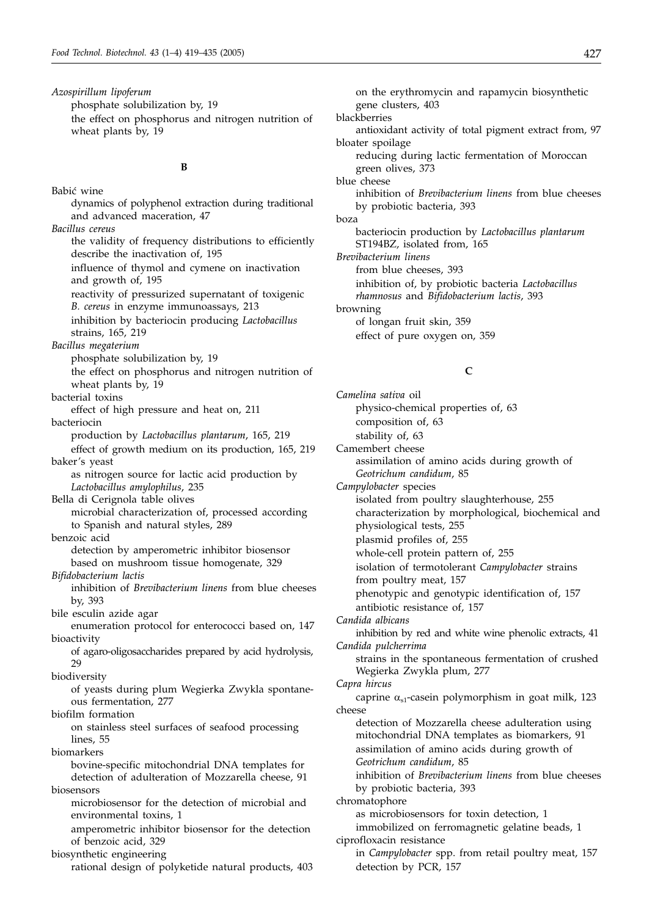*Azospirillum lipoferum*
- phosphate solubilization by, 19
- the effect on phosphorus and nitrogen nutrition of wheat plants by, 19

## B

Babić wine
- dynamics of polyphenol extraction during traditional and advanced maceration, 47

*Bacillus cereus*
- the validity of frequency distributions to efficiently describe the inactivation of, 195
- influence of thymol and cymene on inactivation and growth of, 195
- reactivity of pressurized supernatant of toxigenic *B. cereus* in enzyme immunoassays, 213
- inhibition by bacteriocin producing *Lactobacillus* strains, 165, 219

*Bacillus megaterium*
- phosphate solubilization by, 19
- the effect on phosphorus and nitrogen nutrition of wheat plants by, 19

bacterial toxins
- effect of high pressure and heat on, 211

bacteriocin
- production by *Lactobacillus plantarum*, 165, 219
- effect of growth medium on its production, 165, 219

baker's yeast
- as nitrogen source for lactic acid production by *Lactobacillus amylophilus*, 235

Bella di Cerignola table olives
- microbial characterization of, processed according to Spanish and natural styles, 289

benzoic acid
- detection by amperometric inhibitor biosensor based on mushroom tissue homogenate, 329

*Bifidobacterium lactis*
- inhibition of *Brevibacterium linens* from blue cheeses by, 393

bile esculin azide agar
- enumeration protocol for enterococci based on, 147

bioactivity
- of agaro-oligosaccharides prepared by acid hydrolysis, 29

biodiversity
- of yeasts during plum Wegierka Zwykla spontaneous fermentation, 277

biofilm formation
- on stainless steel surfaces of seafood processing lines, 55

biomarkers
- bovine-specific mitochondrial DNA templates for detection of adulteration of Mozzarella cheese, 91

biosensors
- microbiosensor for the detection of microbial and environmental toxins, 1
- amperometric inhibitor biosensor for the detection of benzoic acid, 329

biosynthetic engineering
- rational design of polyketide natural products, 403
- on the erythromycin and rapamycin biosynthetic gene clusters, 403

blackberries
- antioxidant activity of total pigment extract from, 97

bloater spoilage
- reducing during lactic fermentation of Moroccan green olives, 373

blue cheese
- inhibition of *Brevibacterium linens* from blue cheeses by probiotic bacteria, 393

boza
- bacteriocin production by *Lactobacillus plantarum* ST194BZ, isolated from, 165

*Brevibacterium linens*
- from blue cheeses, 393
- inhibition of, by probiotic bacteria *Lactobacillus rhamnosus* and *Bifidobacterium lactis*, 393

browning
- of longan fruit skin, 359
- effect of pure oxygen on, 359

## C

*Camelina sativa* oil
- physico-chemical properties of, 63
- composition of, 63
- stability of, 63

Camembert cheese
- assimilation of amino acids during growth of *Geotrichum candidum*, 85

*Campylobacter* species
- isolated from poultry slaughterhouse, 255
- characterization by morphological, biochemical and physiological tests, 255
- plasmid profiles of, 255
- whole-cell protein pattern of, 255
- isolation of termotolerant *Campylobacter* strains from poultry meat, 157
- phenotypic and genotypic identification of, 157
- antibiotic resistance of, 157

*Candida albicans*
- inhibition by red and white wine phenolic extracts, 41

*Candida pulcherrima*
- strains in the spontaneous fermentation of crushed Wegierka Zwykla plum, 277

*Capra hircus*
- caprine $\alpha_{s1}$-casein polymorphism in goat milk, 123

cheese
- detection of Mozzarella cheese adulteration using mitochondrial DNA templates as biomarkers, 91
- assimilation of amino acids during growth of *Geotrichum candidum*, 85
- inhibition of *Brevibacterium linens* from blue cheeses by probiotic bacteria, 393

chromatophore
- as microbiosensors for toxin detection, 1
- immobilized on ferromagnetic gelatine beads, 1

ciprofloxacin resistance
- in *Campylobacter* spp. from retail poultry meat, 157
- detection by PCR, 157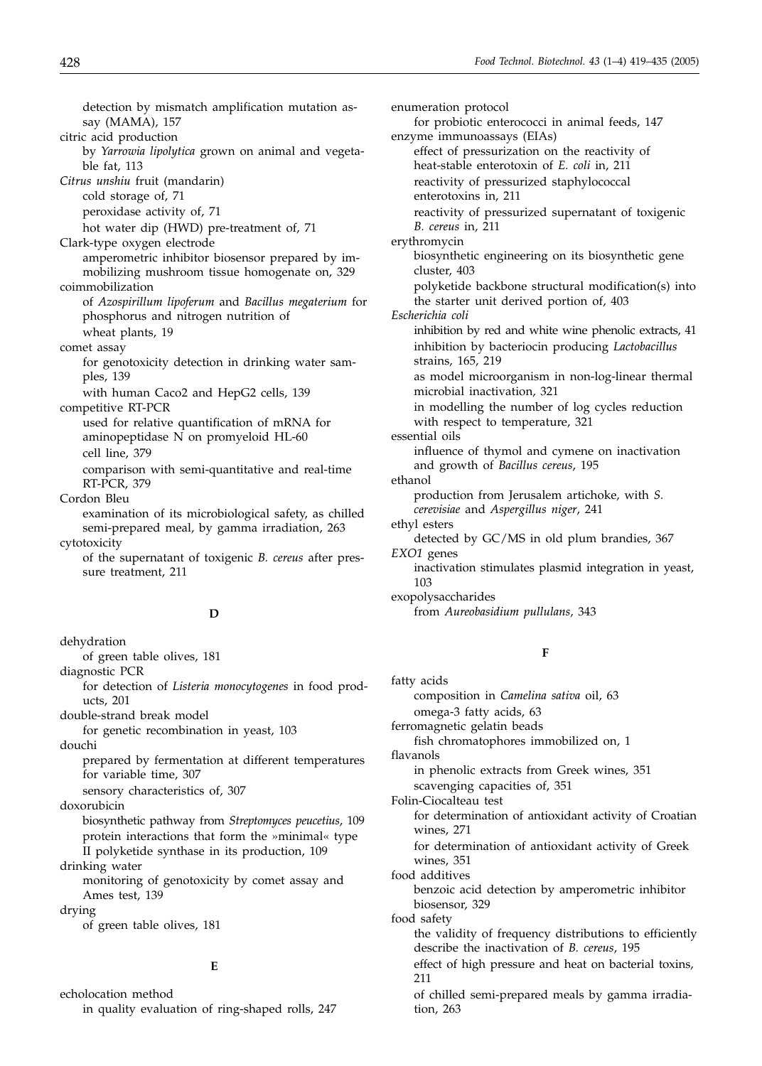detection by mismatch amplification mutation assay (MAMA), 157

citric acid production
  by *Yarrowia lipolytica* grown on animal and vegetable fat, 113

*Citrus unshiu* fruit (mandarin)
  cold storage of, 71
  peroxidase activity of, 71
  hot water dip (HWD) pre-treatment of, 71

Clark-type oxygen electrode
  amperometric inhibitor biosensor prepared by immobilizing mushroom tissue homogenate on, 329

coimmobilization
  of *Azospirillum lipoferum* and *Bacillus megaterium* for phosphorus and nitrogen nutrition of wheat plants, 19

comet assay
  for genotoxicity detection in drinking water samples, 139
  with human Caco2 and HepG2 cells, 139

competitive RT-PCR
  used for relative quantification of mRNA for aminopeptidase N on promyeloid HL-60 cell line, 379
  comparison with semi-quantitative and real-time RT-PCR, 379

Cordon Bleu
  examination of its microbiological safety, as chilled semi-prepared meal, by gamma irradiation, 263

cytotoxicity
  of the supernatant of toxigenic *B. cereus* after pressure treatment, 211

**D**

dehydration
  of green table olives, 181

diagnostic PCR
  for detection of *Listeria monocytogenes* in food products, 201

double-strand break model
  for genetic recombination in yeast, 103

douchi
  prepared by fermentation at different temperatures for variable time, 307
  sensory characteristics of, 307

doxorubicin
  biosynthetic pathway from *Streptomyces peucetius*, 109
  protein interactions that form the »minimal« type II polyketide synthase in its production, 109

drinking water
  monitoring of genotoxicity by comet assay and Ames test, 139

drying
  of green table olives, 181

**E**

echolocation method
  in quality evaluation of ring-shaped rolls, 247

enumeration protocol
  for probiotic enterococci in animal feeds, 147

enzyme immunoassays (EIAs)
  effect of pressurization on the reactivity of heat-stable enterotoxin of *E. coli* in, 211
  reactivity of pressurized staphylococcal enterotoxins in, 211
  reactivity of pressurized supernatant of toxigenic *B. cereus* in, 211

erythromycin
  biosynthetic engineering on its biosynthetic gene cluster, 403
  polyketide backbone structural modification(s) into the starter unit derived portion of, 403

*Escherichia coli*
  inhibition by red and white wine phenolic extracts, 41
  inhibition by bacteriocin producing *Lactobacillus* strains, 165, 219
  as model microorganism in non-log-linear thermal microbial inactivation, 321
  in modelling the number of log cycles reduction with respect to temperature, 321

essential oils
  influence of thymol and cymene on inactivation and growth of *Bacillus cereus*, 195

ethanol
  production from Jerusalem artichoke, with *S. cerevisiae* and *Aspergillus niger*, 241

ethyl esters
  detected by GC/MS in old plum brandies, 367

*EXO1* genes
  inactivation stimulates plasmid integration in yeast, 103

exopolysaccharides
  from *Aureobasidium pullulans*, 343

**F**

fatty acids
  composition in *Camelina sativa* oil, 63
  omega-3 fatty acids, 63

ferromagnetic gelatin beads
  fish chromatophores immobilized on, 1

flavanols
  in phenolic extracts from Greek wines, 351
  scavenging capacities of, 351

Folin-Ciocalteu test
  for determination of antioxidant activity of Croatian wines, 271
  for determination of antioxidant activity of Greek wines, 351

food additives
  benzoic acid detection by amperometric inhibitor biosensor, 329

food safety
  the validity of frequency distributions to efficiently describe the inactivation of *B. cereus*, 195
  effect of high pressure and heat on bacterial toxins, 211
  of chilled semi-prepared meals by gamma irradiation, 263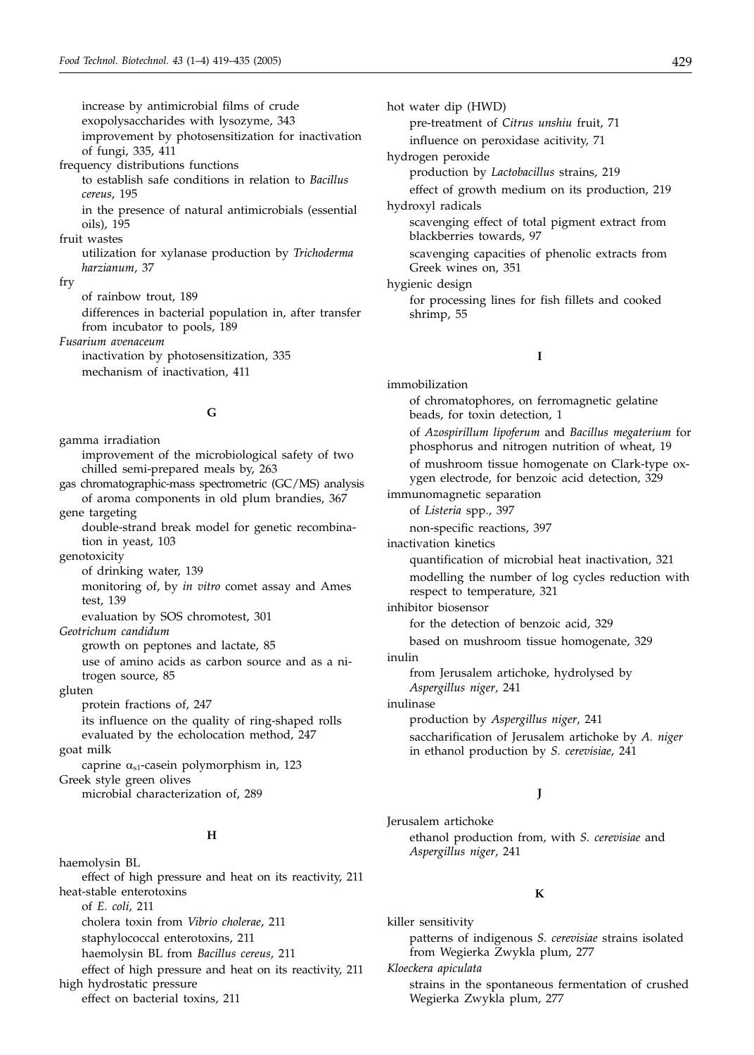increase by antimicrobial films of crude exopolysaccharides with lysozyme, 343
improvement by photosensitization for inactivation of fungi, 335, 411

frequency distributions functions
to establish safe conditions in relation to *Bacillus cereus*, 195
in the presence of natural antimicrobials (essential oils), 195

fruit wastes
utilization for xylanase production by *Trichoderma harzianum*, 37

fry
of rainbow trout, 189
differences in bacterial population in, after transfer from incubator to pools, 189

*Fusarium avenaceum*
inactivation by photosensitization, 335
mechanism of inactivation, 411

### G

gamma irradiation
improvement of the microbiological safety of two chilled semi-prepared meals by, 263

gas chromatographic-mass spectrometric (GC/MS) analysis
of aroma components in old plum brandies, 367

gene targeting
double-strand break model for genetic recombination in yeast, 103

genotoxicity
of drinking water, 139
monitoring of, by *in vitro* comet assay and Ames test, 139
evaluation by SOS chromotest, 301

*Geotrichum candidum*
growth on peptones and lactate, 85
use of amino acids as carbon source and as a nitrogen source, 85

gluten
protein fractions of, 247
its influence on the quality of ring-shaped rolls evaluated by the echolocation method, 247

goat milk
caprine $\alpha_{s1}$-casein polymorphism in, 123

Greek style green olives
microbial characterization of, 289

### H

haemolysin BL
effect of high pressure and heat on its reactivity, 211

heat-stable enterotoxins
of *E. coli*, 211
cholera toxin from *Vibrio cholerae*, 211
staphylococcal enterotoxins, 211
haemolysin BL from *Bacillus cereus*, 211
effect of high pressure and heat on its reactivity, 211

high hydrostatic pressure
effect on bacterial toxins, 211

hot water dip (HWD)
pre-treatment of *Citrus unshiu* fruit, 71
influence on peroxidase acitivity, 71

hydrogen peroxide
production by *Lactobacillus* strains, 219
effect of growth medium on its production, 219

hydroxyl radicals
scavenging effect of total pigment extract from blackberries towards, 97
scavenging capacities of phenolic extracts from Greek wines on, 351

hygienic design
for processing lines for fish fillets and cooked shrimp, 55

### I

immobilization
of chromatophores, on ferromagnetic gelatine beads, for toxin detection, 1
of *Azospirillum lipoferum* and *Bacillus megaterium* for phosphorus and nitrogen nutrition of wheat, 19
of mushroom tissue homogenate on Clark-type oxygen electrode, for benzoic acid detection, 329

immunomagnetic separation
of *Listeria* spp., 397
non-specific reactions, 397

inactivation kinetics
quantification of microbial heat inactivation, 321
modelling the number of log cycles reduction with respect to temperature, 321

inhibitor biosensor
for the detection of benzoic acid, 329
based on mushroom tissue homogenate, 329

inulin
from Jerusalem artichoke, hydrolysed by *Aspergillus niger*, 241

inulinase
production by *Aspergillus niger*, 241
saccharification of Jerusalem artichoke by *A. niger* in ethanol production by *S. cerevisiae*, 241

### J

Jerusalem artichoke
ethanol production from, with *S. cerevisiae* and *Aspergillus niger*, 241

### K

killer sensitivity
patterns of indigenous *S. cerevisiae* strains isolated from Wegierka Zwykla plum, 277

*Kloeckera apiculata*
strains in the spontaneous fermentation of crushed Wegierka Zwykla plum, 277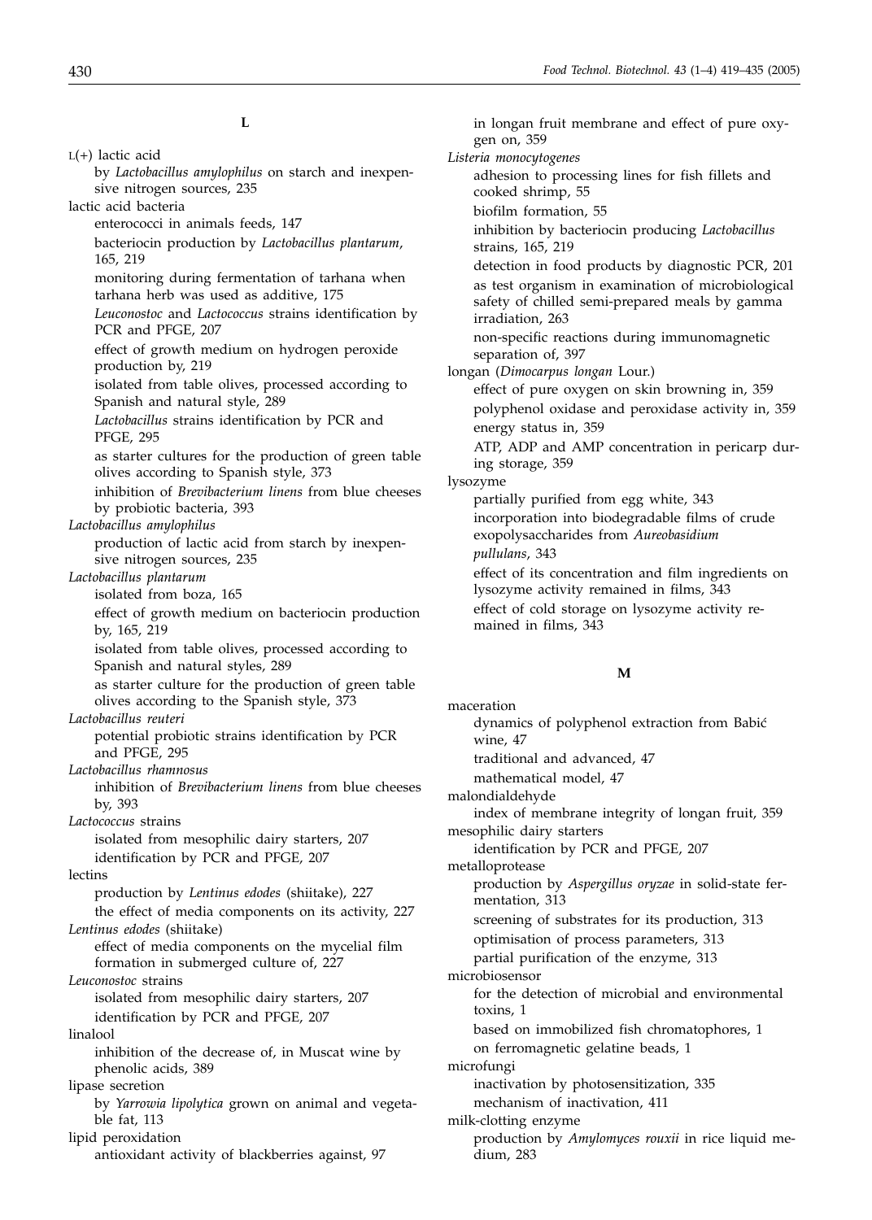## L

L(+) lactic acid
- by *Lactobacillus amylophilus* on starch and inexpensive nitrogen sources, 235

lactic acid bacteria
- enterococci in animals feeds, 147
- bacteriocin production by *Lactobacillus plantarum*, 165, 219
- monitoring during fermentation of tarhana when tarhana herb was used as additive, 175
- *Leuconostoc* and *Lactococcus* strains identification by PCR and PFGE, 207
- effect of growth medium on hydrogen peroxide production by, 219
- isolated from table olives, processed according to Spanish and natural style, 289
- *Lactobacillus* strains identification by PCR and PFGE, 295
- as starter cultures for the production of green table olives according to Spanish style, 373
- inhibition of *Brevibacterium linens* from blue cheeses by probiotic bacteria, 393

*Lactobacillus amylophilus*
- production of lactic acid from starch by inexpensive nitrogen sources, 235

*Lactobacillus plantarum*
- isolated from boza, 165
- effect of growth medium on bacteriocin production by, 165, 219
- isolated from table olives, processed according to Spanish and natural styles, 289
- as starter culture for the production of green table olives according to the Spanish style, 373

*Lactobacillus reuteri*
- potential probiotic strains identification by PCR and PFGE, 295

*Lactobacillus rhamnosus*
- inhibition of *Brevibacterium linens* from blue cheeses by, 393

*Lactococcus* strains
- isolated from mesophilic dairy starters, 207
- identification by PCR and PFGE, 207

lectins
- production by *Lentinus edodes* (shiitake), 227
- the effect of media components on its activity, 227

*Lentinus edodes* (shiitake)
- effect of media components on the mycelial film formation in submerged culture of, 227

*Leuconostoc* strains
- isolated from mesophilic dairy starters, 207
- identification by PCR and PFGE, 207

linalool
- inhibition of the decrease of, in Muscat wine by phenolic acids, 389

lipase secretion
- by *Yarrowia lipolytica* grown on animal and vegetable fat, 113

lipid peroxidation
- antioxidant activity of blackberries against, 97
- in longan fruit membrane and effect of pure oxygen on, 359

*Listeria monocytogenes*
- adhesion to processing lines for fish fillets and cooked shrimp, 55
- biofilm formation, 55
- inhibition by bacteriocin producing *Lactobacillus* strains, 165, 219
- detection in food products by diagnostic PCR, 201
- as test organism in examination of microbiological safety of chilled semi-prepared meals by gamma irradiation, 263
- non-specific reactions during immunomagnetic separation of, 397

longan (*Dimocarpus longan* Lour.)
- effect of pure oxygen on skin browning in, 359
- polyphenol oxidase and peroxidase activity in, 359
- energy status in, 359
- ATP, ADP and AMP concentration in pericarp during storage, 359

lysozyme
- partially purified from egg white, 343
- incorporation into biodegradable films of crude exopolysaccharides from *Aureobasidium pullulans*, 343
- effect of its concentration and film ingredients on lysozyme activity remained in films, 343
- effect of cold storage on lysozyme activity remained in films, 343

## M

maceration
- dynamics of polyphenol extraction from Babić wine, 47
- traditional and advanced, 47
- mathematical model, 47

malondialdehyde
- index of membrane integrity of longan fruit, 359

mesophilic dairy starters
- identification by PCR and PFGE, 207

metalloprotease
- production by *Aspergillus oryzae* in solid-state fermentation, 313
- screening of substrates for its production, 313
- optimisation of process parameters, 313
- partial purification of the enzyme, 313

microbiosensor
- for the detection of microbial and environmental toxins, 1
- based on immobilized fish chromatophores, 1
- on ferromagnetic gelatine beads, 1

microfungi
- inactivation by photosensitization, 335
- mechanism of inactivation, 411

milk-clotting enzyme
- production by *Amylomyces rouxii* in rice liquid medium, 283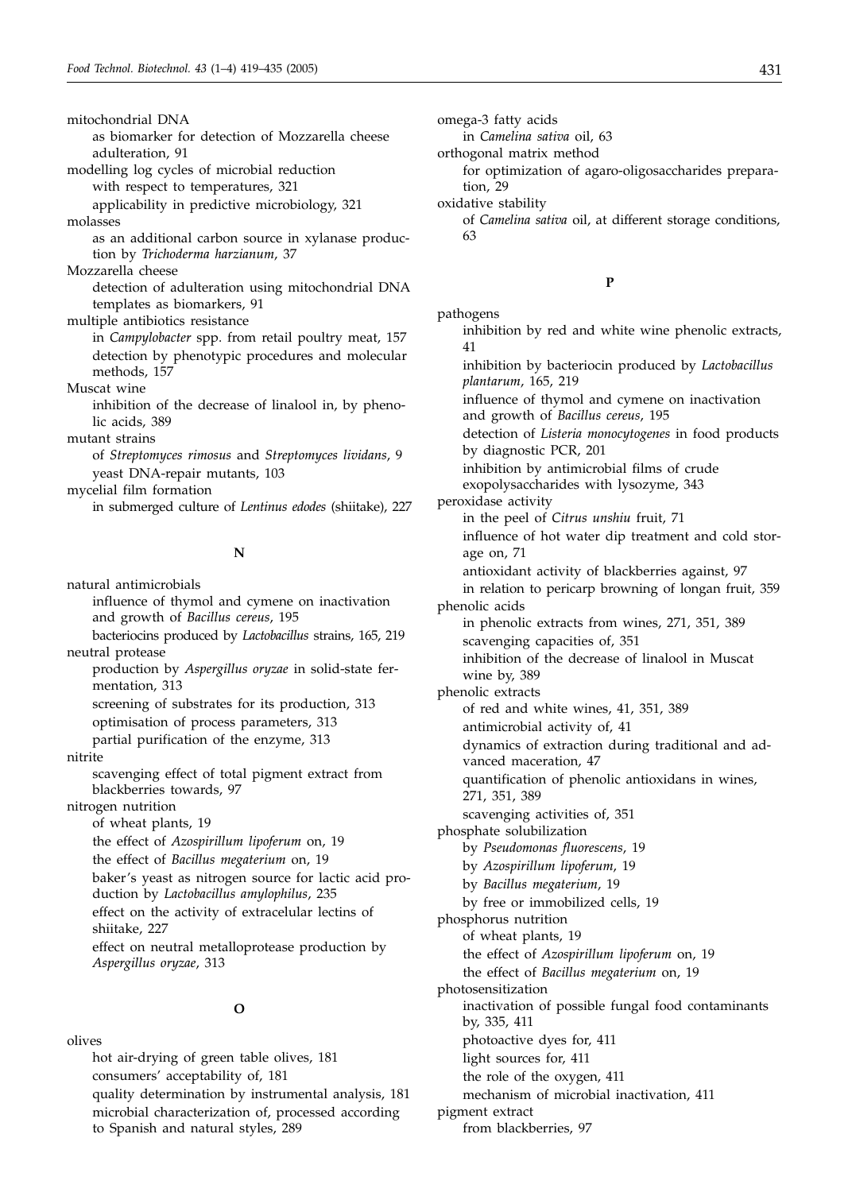mitochondrial DNA
  as biomarker for detection of Mozzarella cheese adulteration, 91
modelling log cycles of microbial reduction
  with respect to temperatures, 321
  applicability in predictive microbiology, 321
molasses
  as an additional carbon source in xylanase production by *Trichoderma harzianum*, 37
Mozzarella cheese
  detection of adulteration using mitochondrial DNA templates as biomarkers, 91
multiple antibiotics resistance
  in *Campylobacter* spp. from retail poultry meat, 157
  detection by phenotypic procedures and molecular methods, 157
Muscat wine
  inhibition of the decrease of linalool in, by phenolic acids, 389
mutant strains
  of *Streptomyces rimosus* and *Streptomyces lividans*, 9
  yeast DNA-repair mutants, 103
mycelial film formation
  in submerged culture of *Lentinus edodes* (shiitake), 227

**N**

natural antimicrobials
  influence of thymol and cymene on inactivation and growth of *Bacillus cereus*, 195
  bacteriocins produced by *Lactobacillus* strains, 165, 219
neutral protease
  production by *Aspergillus oryzae* in solid-state fermentation, 313
  screening of substrates for its production, 313
  optimisation of process parameters, 313
  partial purification of the enzyme, 313
nitrite
  scavenging effect of total pigment extract from blackberries towards, 97
nitrogen nutrition
  of wheat plants, 19
  the effect of *Azospirillum lipoferum* on, 19
  the effect of *Bacillus megaterium* on, 19
  baker's yeast as nitrogen source for lactic acid production by *Lactobacillus amylophilus*, 235
  effect on the activity of extracelular lectins of shiitake, 227
  effect on neutral metalloprotease production by *Aspergillus oryzae*, 313

**O**

olives
  hot air-drying of green table olives, 181
  consumers' acceptability of, 181
  quality determination by instrumental analysis, 181
  microbial characterization of, processed according to Spanish and natural styles, 289
omega-3 fatty acids
  in *Camelina sativa* oil, 63
orthogonal matrix method
  for optimization of agaro-oligosaccharides preparation, 29
oxidative stability
  of *Camelina sativa* oil, at different storage conditions, 63

**P**

pathogens
  inhibition by red and white wine phenolic extracts, 41
  inhibition by bacteriocin produced by *Lactobacillus plantarum*, 165, 219
  influence of thymol and cymene on inactivation and growth of *Bacillus cereus*, 195
  detection of *Listeria monocytogenes* in food products by diagnostic PCR, 201
  inhibition by antimicrobial films of crude exopolysaccharides with lysozyme, 343
peroxidase activity
  in the peel of *Citrus unshiu* fruit, 71
  influence of hot water dip treatment and cold storage on, 71
  antioxidant activity of blackberries against, 97
  in relation to pericarp browning of longan fruit, 359
phenolic acids
  in phenolic extracts from wines, 271, 351, 389
  scavenging capacities of, 351
  inhibition of the decrease of linalool in Muscat wine by, 389
phenolic extracts
  of red and white wines, 41, 351, 389
  antimicrobial activity of, 41
  dynamics of extraction during traditional and advanced maceration, 47
  quantification of phenolic antioxidans in wines, 271, 351, 389
  scavenging activities of, 351
phosphate solubilization
  by *Pseudomonas fluorescens*, 19
  by *Azospirillum lipoferum*, 19
  by *Bacillus megaterium*, 19
  by free or immobilized cells, 19
phosphorus nutrition
  of wheat plants, 19
  the effect of *Azospirillum lipoferum* on, 19
  the effect of *Bacillus megaterium* on, 19
photosensitization
  inactivation of possible fungal food contaminants by, 335, 411
  photoactive dyes for, 411
  light sources for, 411
  the role of the oxygen, 411
  mechanism of microbial inactivation, 411
pigment extract
  from blackberries, 97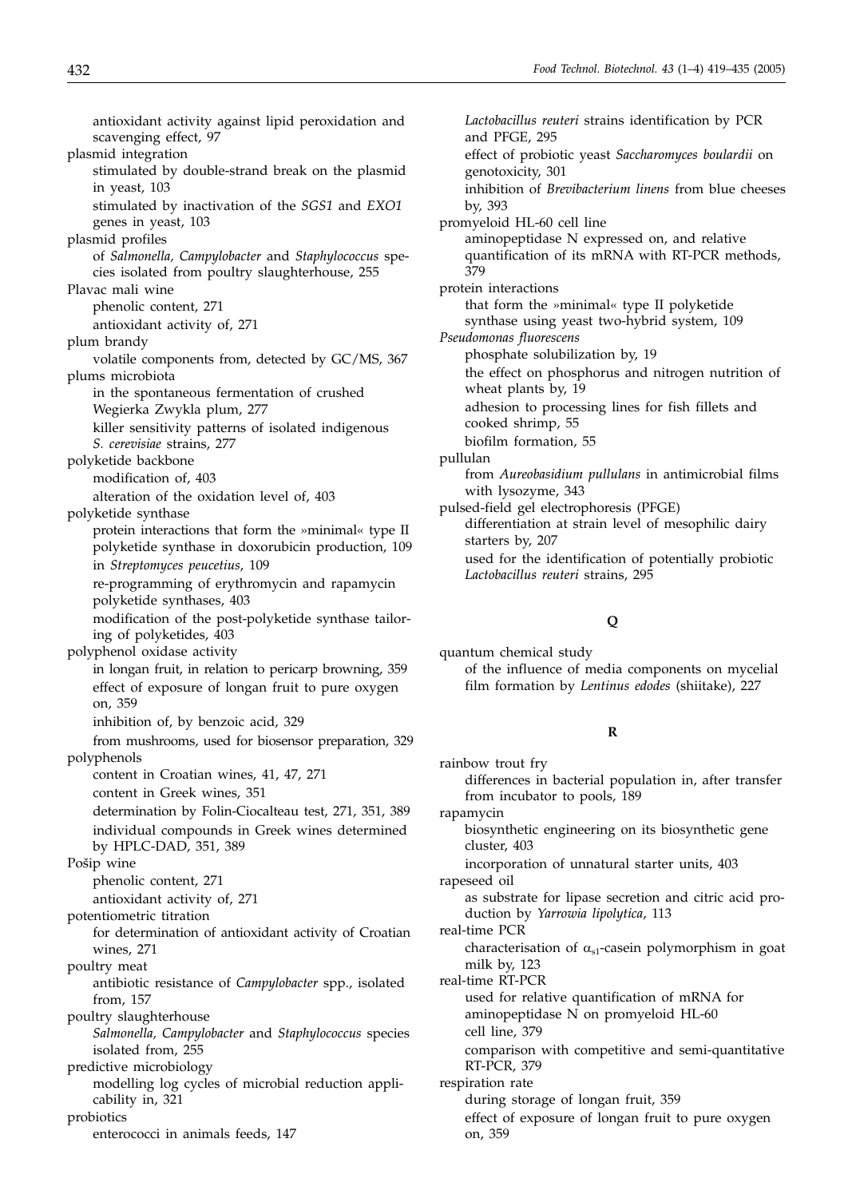antioxidant activity against lipid peroxidation and scavenging effect, 97

plasmid integration
- stimulated by double-strand break on the plasmid in yeast, 103
- stimulated by inactivation of the *SGS1* and *EXO1* genes in yeast, 103

plasmid profiles
- of *Salmonella, Campylobacter* and *Staphylococcus* species isolated from poultry slaughterhouse, 255

Plavac mali wine
- phenolic content, 271
- antioxidant activity of, 271

plum brandy
- volatile components from, detected by GC/MS, 367

plums microbiota
- in the spontaneous fermentation of crushed Wegierka Zwykla plum, 277
- killer sensitivity patterns of isolated indigenous *S. cerevisiae* strains, 277

polyketide backbone
- modification of, 403
- alteration of the oxidation level of, 403

polyketide synthase
- protein interactions that form the »minimal« type II polyketide synthase in doxorubicin production, 109
- in *Streptomyces peucetius*, 109
- re-programming of erythromycin and rapamycin polyketide synthases, 403
- modification of the post-polyketide synthase tailoring of polyketides, 403

polyphenol oxidase activity
- in longan fruit, in relation to pericarp browning, 359
- effect of exposure of longan fruit to pure oxygen on, 359
- inhibition of, by benzoic acid, 329
- from mushrooms, used for biosensor preparation, 329

polyphenols
- content in Croatian wines, 41, 47, 271
- content in Greek wines, 351
- determination by Folin-Ciocalteau test, 271, 351, 389
- individual compounds in Greek wines determined by HPLC-DAD, 351, 389

Pošip wine
- phenolic content, 271
- antioxidant activity of, 271

potentiometric titration
- for determination of antioxidant activity of Croatian wines, 271

poultry meat
- antibiotic resistance of *Campylobacter* spp., isolated from, 157

poultry slaughterhouse
- *Salmonella, Campylobacter* and *Staphylococcus* species isolated from, 255

predictive microbiology
- modelling log cycles of microbial reduction applicability in, 321

probiotics
- enterococci in animals feeds, 147
- *Lactobacillus reuteri* strains identification by PCR and PFGE, 295
- effect of probiotic yeast *Saccharomyces boulardii* on genotoxicity, 301
- inhibition of *Brevibacterium linens* from blue cheeses by, 393

promyeloid HL-60 cell line
- aminopeptidase N expressed on, and relative quantification of its mRNA with RT-PCR methods, 379

protein interactions
- that form the »minimal« type II polyketide synthase using yeast two-hybrid system, 109

*Pseudomonas fluorescens*
- phosphate solubilization by, 19
- the effect on phosphorus and nitrogen nutrition of wheat plants by, 19
- adhesion to processing lines for fish fillets and cooked shrimp, 55
- biofilm formation, 55

pullulan
- from *Aureobasidium pullulans* in antimicrobial films with lysozyme, 343

pulsed-field gel electrophoresis (PFGE)
- differentiation at strain level of mesophilic dairy starters by, 207
- used for the identification of potentially probiotic *Lactobacillus reuteri* strains, 295

## Q

quantum chemical study
- of the influence of media components on mycelial film formation by *Lentinus edodes* (shiitake), 227

## R

rainbow trout fry
- differences in bacterial population in, after transfer from incubator to pools, 189

rapamycin
- biosynthetic engineering on its biosynthetic gene cluster, 403
- incorporation of unnatural starter units, 403

rapeseed oil
- as substrate for lipase secretion and citric acid production by *Yarrowia lipolytica*, 113

real-time PCR
- characterisation of $\alpha_{s1}$-casein polymorphism in goat milk by, 123

real-time RT-PCR
- used for relative quantification of mRNA for aminopeptidase N on promyeloid HL-60 cell line, 379
- comparison with competitive and semi-quantitative RT-PCR, 379

respiration rate
- during storage of longan fruit, 359
- effect of exposure of longan fruit to pure oxygen on, 359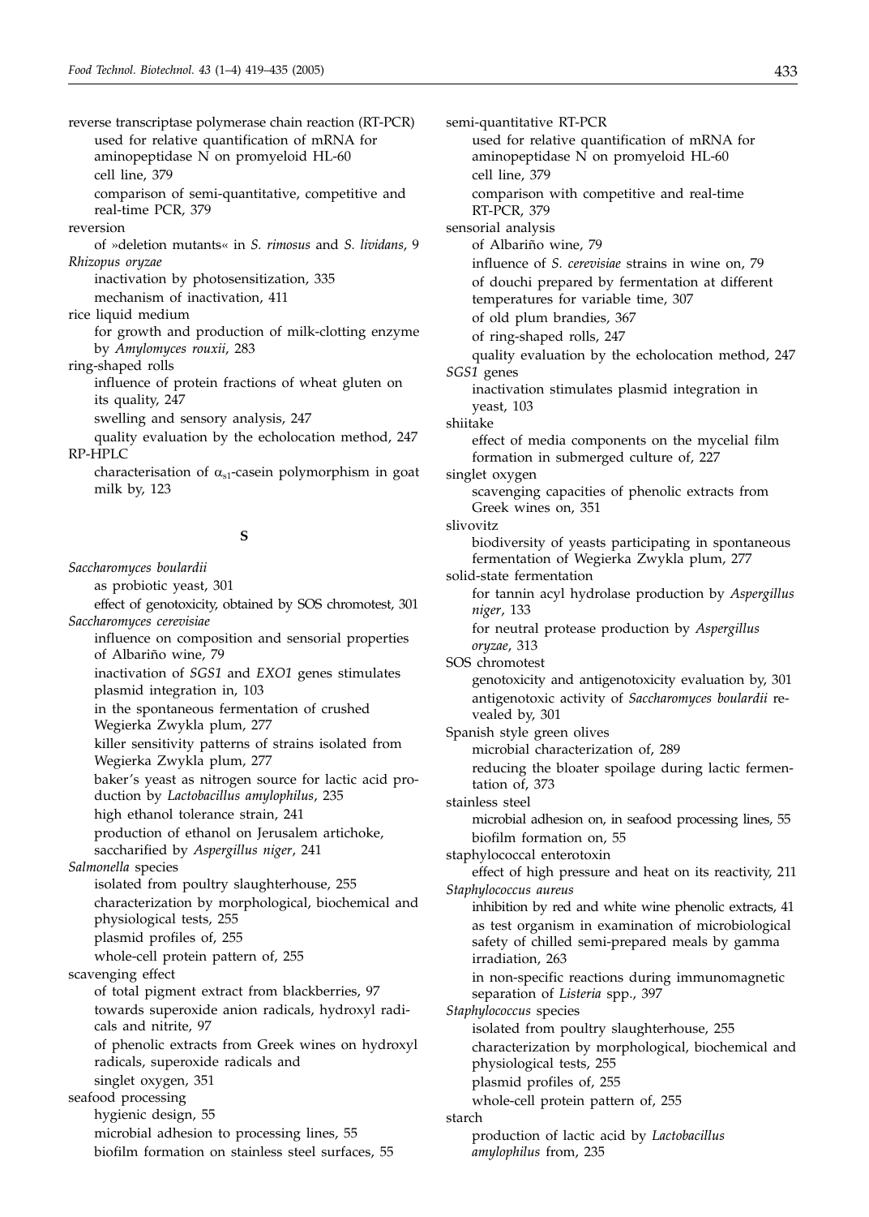reverse transcriptase polymerase chain reaction (RT-PCR)
- used for relative quantification of mRNA for aminopeptidase N on promyeloid HL-60 cell line, 379
- comparison of semi-quantitative, competitive and real-time PCR, 379

reversion
- of »deletion mutants« in *S. rimosus* and *S. lividans*, 9

*Rhizopus oryzae*
- inactivation by photosensitization, 335
- mechanism of inactivation, 411

rice liquid medium
- for growth and production of milk-clotting enzyme by *Amylomyces rouxii*, 283

ring-shaped rolls
- influence of protein fractions of wheat gluten on its quality, 247
- swelling and sensory analysis, 247
- quality evaluation by the echolocation method, 247

RP-HPLC
- characterisation of $\alpha_{s1}$-casein polymorphism in goat milk by, 123

## S

*Saccharomyces boulardii*
- as probiotic yeast, 301
- effect of genotoxicity, obtained by SOS chromotest, 301

*Saccharomyces cerevisiae*
- influence on composition and sensorial properties of Albariño wine, 79
- inactivation of *SGS1* and *EXO1* genes stimulates plasmid integration in, 103
- in the spontaneous fermentation of crushed Wegierka Zwykla plum, 277
- killer sensitivity patterns of strains isolated from Wegierka Zwykla plum, 277
- baker's yeast as nitrogen source for lactic acid production by *Lactobacillus amylophilus*, 235
- high ethanol tolerance strain, 241
- production of ethanol on Jerusalem artichoke, saccharified by *Aspergillus niger*, 241

*Salmonella* species
- isolated from poultry slaughterhouse, 255
- characterization by morphological, biochemical and physiological tests, 255
- plasmid profiles of, 255
- whole-cell protein pattern of, 255

scavenging effect
- of total pigment extract from blackberries, 97
- towards superoxide anion radicals, hydroxyl radicals and nitrite, 97
- of phenolic extracts from Greek wines on hydroxyl radicals, superoxide radicals and singlet oxygen, 351

seafood processing
- hygienic design, 55
- microbial adhesion to processing lines, 55
- biofilm formation on stainless steel surfaces, 55

semi-quantitative RT-PCR
- used for relative quantification of mRNA for aminopeptidase N on promyeloid HL-60 cell line, 379
- comparison with competitive and real-time RT-PCR, 379

sensorial analysis
- of Albariño wine, 79
- influence of *S. cerevisiae* strains in wine on, 79
- of douchi prepared by fermentation at different temperatures for variable time, 307
- of old plum brandies, 367
- of ring-shaped rolls, 247
- quality evaluation by the echolocation method, 247

*SGS1* genes
- inactivation stimulates plasmid integration in yeast, 103

shiitake
- effect of media components on the mycelial film formation in submerged culture of, 227

singlet oxygen
- scavenging capacities of phenolic extracts from Greek wines on, 351

slivovitz
- biodiversity of yeasts participating in spontaneous fermentation of Wegierka Zwykla plum, 277

solid-state fermentation
- for tannin acyl hydrolase production by *Aspergillus niger*, 133
- for neutral protease production by *Aspergillus oryzae*, 313

SOS chromotest
- genotoxicity and antigenotoxicity evaluation by, 301
- antigenotoxic activity of *Saccharomyces boulardii* revealed by, 301

Spanish style green olives
- microbial characterization of, 289
- reducing the bloater spoilage during lactic fermentation of, 373

stainless steel
- microbial adhesion on, in seafood processing lines, 55
- biofilm formation on, 55

staphylococcal enterotoxin
- effect of high pressure and heat on its reactivity, 211

*Staphylococcus aureus*
- inhibition by red and white wine phenolic extracts, 41
- as test organism in examination of microbiological safety of chilled semi-prepared meals by gamma irradiation, 263
- in non-specific reactions during immunomagnetic separation of *Listeria* spp., 397

*Staphylococcus* species
- isolated from poultry slaughterhouse, 255
- characterization by morphological, biochemical and physiological tests, 255
- plasmid profiles of, 255
- whole-cell protein pattern of, 255

starch
- production of lactic acid by *Lactobacillus amylophilus* from, 235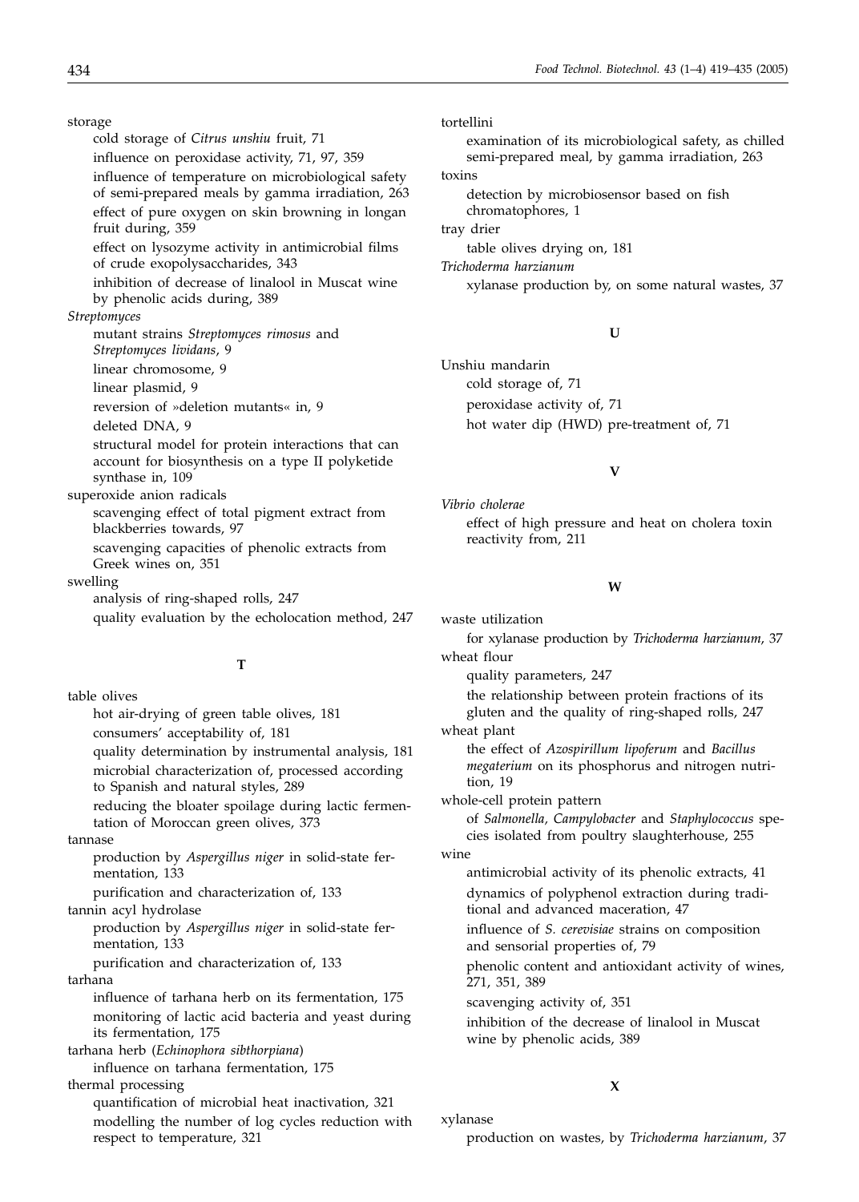storage
- cold storage of *Citrus unshiu* fruit, 71
- influence on peroxidase activity, 71, 97, 359
- influence of temperature on microbiological safety of semi-prepared meals by gamma irradiation, 263
- effect of pure oxygen on skin browning in longan fruit during, 359
- effect on lysozyme activity in antimicrobial films of crude exopolysaccharides, 343
- inhibition of decrease of linalool in Muscat wine by phenolic acids during, 389

*Streptomyces*
- mutant strains *Streptomyces rimosus* and *Streptomyces lividans*, 9
- linear chromosome, 9
- linear plasmid, 9
- reversion of »deletion mutants« in, 9
- deleted DNA, 9
- structural model for protein interactions that can account for biosynthesis on a type II polyketide synthase in, 109

superoxide anion radicals
- scavenging effect of total pigment extract from blackberries towards, 97
- scavenging capacities of phenolic extracts from Greek wines on, 351

swelling
- analysis of ring-shaped rolls, 247
- quality evaluation by the echolocation method, 247

**T**

table olives
- hot air-drying of green table olives, 181
- consumers' acceptability of, 181
- quality determination by instrumental analysis, 181
- microbial characterization of, processed according to Spanish and natural styles, 289
- reducing the bloater spoilage during lactic fermentation of Moroccan green olives, 373

tannase
- production by *Aspergillus niger* in solid-state fermentation, 133
- purification and characterization of, 133

tannin acyl hydrolase
- production by *Aspergillus niger* in solid-state fermentation, 133
- purification and characterization of, 133

tarhana
- influence of tarhana herb on its fermentation, 175
- monitoring of lactic acid bacteria and yeast during its fermentation, 175

tarhana herb (*Echinophora sibthorpiana*)
- influence on tarhana fermentation, 175

thermal processing
- quantification of microbial heat inactivation, 321
- modelling the number of log cycles reduction with respect to temperature, 321

tortellini
- examination of its microbiological safety, as chilled semi-prepared meal, by gamma irradiation, 263

toxins
- detection by microbiosensor based on fish chromatophores, 1

tray drier
- table olives drying on, 181

*Trichoderma harzianum*
- xylanase production by, on some natural wastes, 37

**U**

Unshiu mandarin
- cold storage of, 71
- peroxidase activity of, 71
- hot water dip (HWD) pre-treatment of, 71

**V**

*Vibrio cholerae*
- effect of high pressure and heat on cholera toxin reactivity from, 211

**W**

waste utilization
- for xylanase production by *Trichoderma harzianum*, 37

wheat flour
- quality parameters, 247
- the relationship between protein fractions of its gluten and the quality of ring-shaped rolls, 247

wheat plant
- the effect of *Azospirillum lipoferum* and *Bacillus megaterium* on its phosphorus and nitrogen nutrition, 19

whole-cell protein pattern
- of *Salmonella*, *Campylobacter* and *Staphylococcus* species isolated from poultry slaughterhouse, 255

wine
- antimicrobial activity of its phenolic extracts, 41
- dynamics of polyphenol extraction during traditional and advanced maceration, 47
- influence of *S. cerevisiae* strains on composition and sensorial properties of, 79
- phenolic content and antioxidant activity of wines, 271, 351, 389
- scavenging activity of, 351
- inhibition of the decrease of linalool in Muscat wine by phenolic acids, 389

**X**

xylanase
- production on wastes, by *Trichoderma harzianum*, 37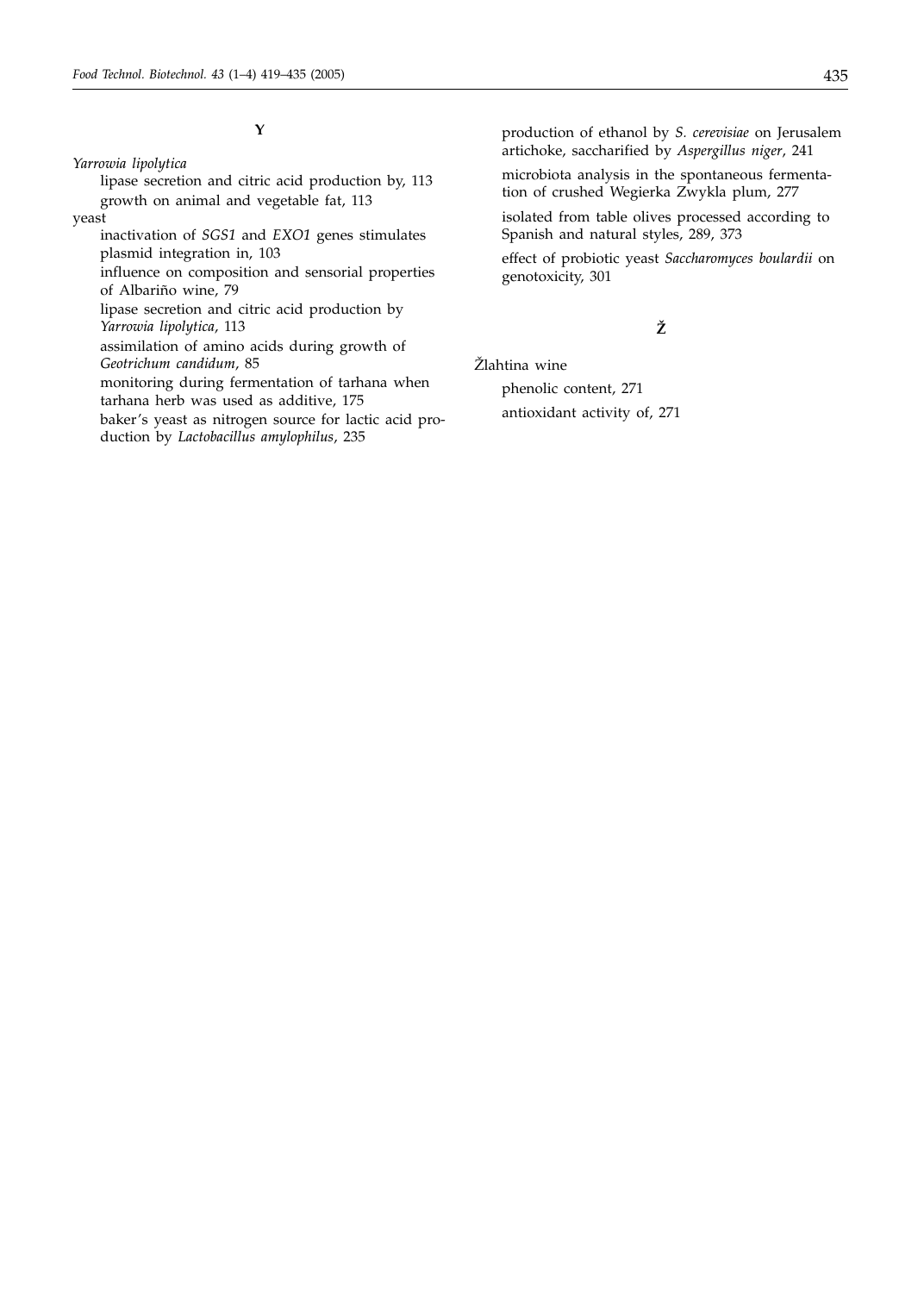## Y

*Yarrowia lipolytica*

- lipase secretion and citric acid production by, 113
- growth on animal and vegetable fat, 113

yeast

- inactivation of *SGS1* and *EXO1* genes stimulates plasmid integration in, 103
- influence on composition and sensorial properties of Albariño wine, 79
- lipase secretion and citric acid production by *Yarrowia lipolytica*, 113
- assimilation of amino acids during growth of *Geotrichum candidum*, 85
- monitoring during fermentation of tarhana when tarhana herb was used as additive, 175
- baker's yeast as nitrogen source for lactic acid production by *Lactobacillus amylophilus*, 235
- production of ethanol by *S. cerevisiae* on Jerusalem artichoke, saccharified by *Aspergillus niger*, 241
- microbiota analysis in the spontaneous fermentation of crushed Wegierka Zwykla plum, 277
- isolated from table olives processed according to Spanish and natural styles, 289, 373
- effect of probiotic yeast *Saccharomyces boulardii* on genotoxicity, 301

## Ž

Žlahtina wine

- phenolic content, 271
- antioxidant activity of, 271